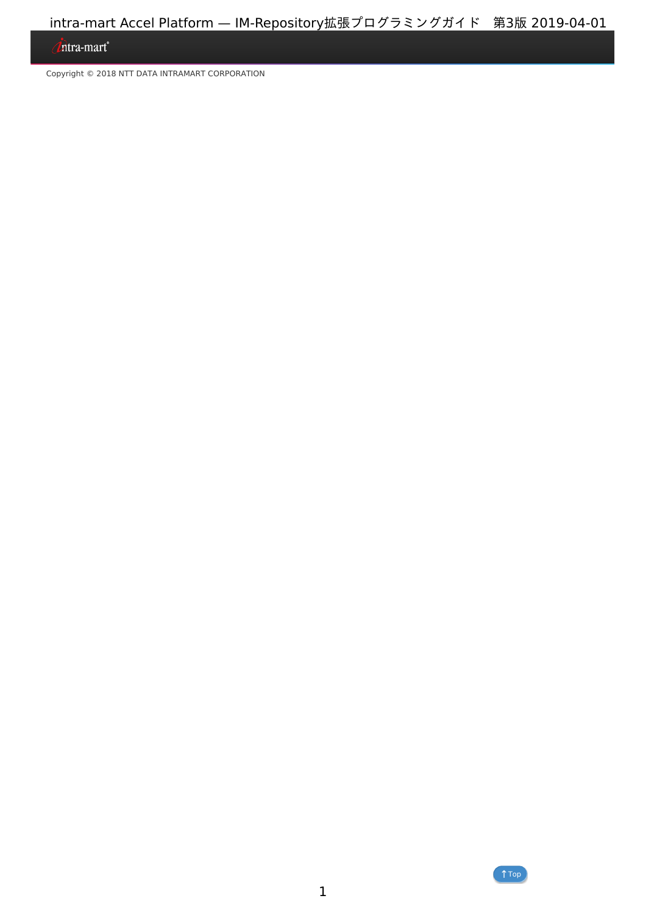intra-mart Accel Platform — IM-Repository拡張プログラミングガイド　第3版 2019-04-01

Copyright © 2018 NTT DATA INTRAMART CORPORATION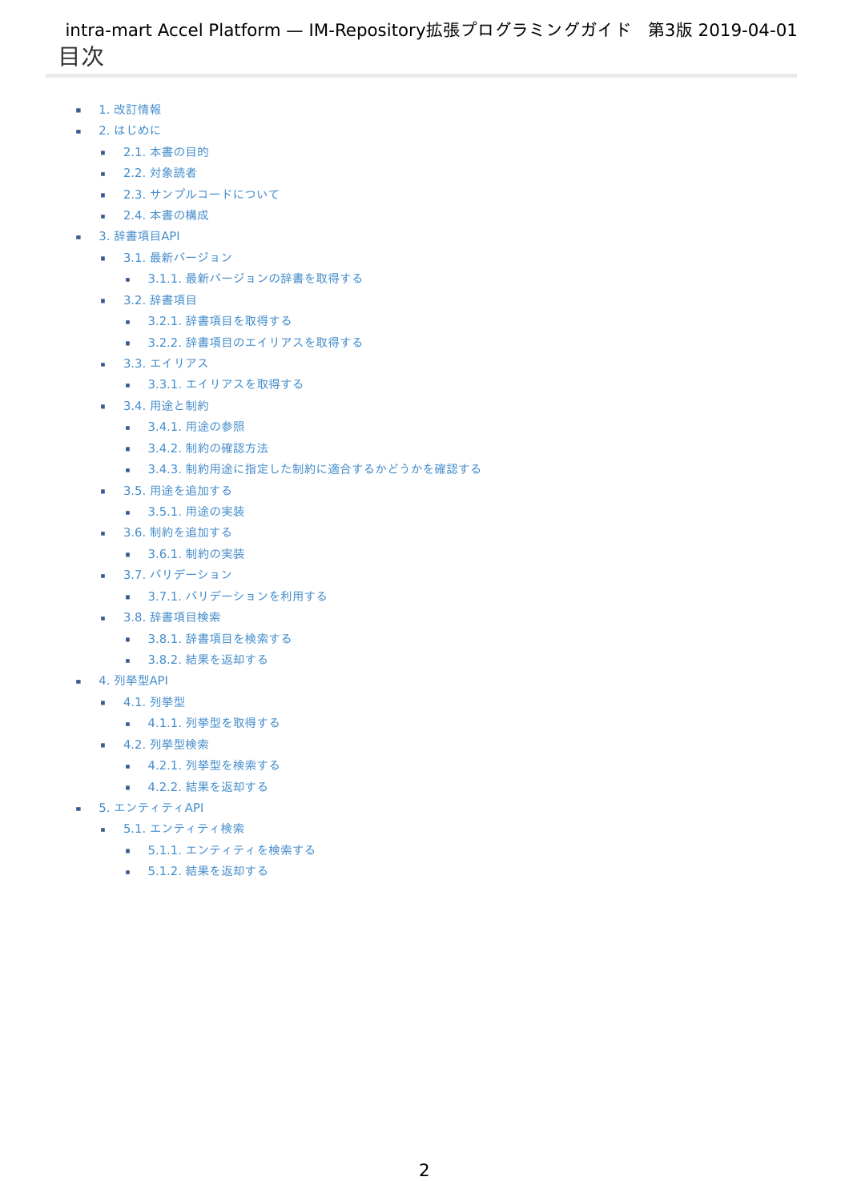# 目次

- 1. 改訂情報
- 2. はじめに
  - 2.1. 本書の目的
  - 2.2. 対象読者
  - 2.3. サンプルコードについて
  - 2.4. 本書の構成
- 3. 辞書項目API
  - 3.1. 最新バージョン
    - 3.1.1. 最新バージョンの辞書を取得する
  - 3.2. 辞書項目
    - 3.2.1. 辞書項目を取得する
    - 3.2.2. 辞書項目のエイリアスを取得する
  - 3.3. エイリアス
    - 3.3.1. エイリアスを取得する
  - 3.4. 用途と制約
    - 3.4.1. 用途の参照
    - 3.4.2. 制約の確認方法
    - 3.4.3. 制約用途に指定した制約に適合するかどうかを確認する
  - 3.5. 用途を追加する
    - 3.5.1. 用途の実装
  - 3.6. 制約を追加する
    - 3.6.1. 制約の実装
  - 3.7. バリデーション
    - 3.7.1. バリデーションを利用する
  - 3.8. 辞書項目検索
    - 3.8.1. 辞書項目を検索する
    - 3.8.2. 結果を返却する
- 4. 列挙型API
  - 4.1. 列挙型
    - 4.1.1. 列挙型を取得する
  - 4.2. 列挙型検索
    - 4.2.1. 列挙型を検索する
    - 4.2.2. 結果を返却する
- 5. エンティティAPI
  - 5.1. エンティティ検索
    - 5.1.1. エンティティを検索する
    - 5.1.2. 結果を返却する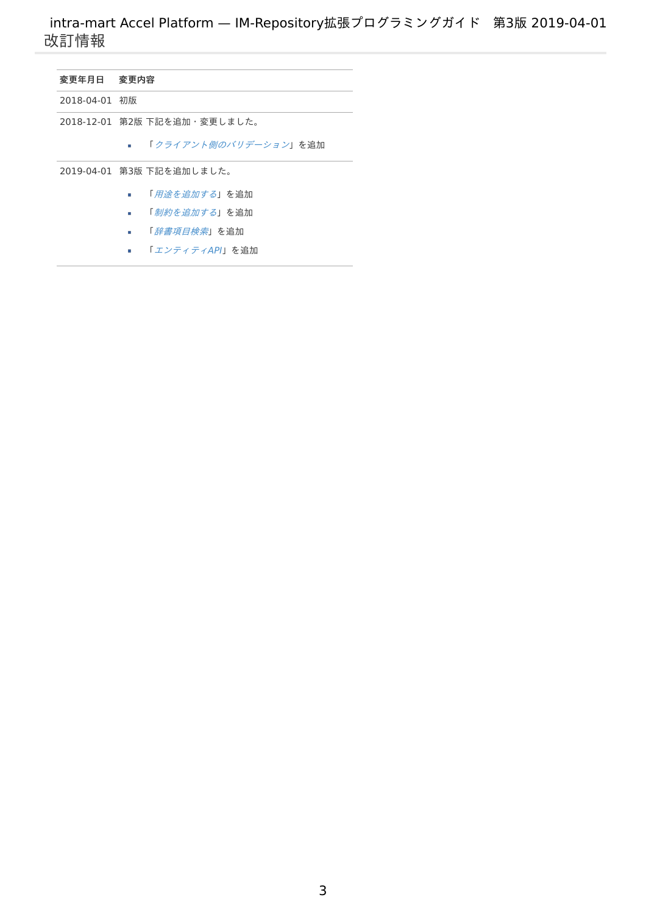# 改訂情報

| 変更年月日 | 変更内容 |
|---|---|
| 2018-04-01 | 初版 |
| 2018-12-01 | 第2版 下記を追加・変更しました。<br>- 「*クライアント側のバリデーション*」を追加 |
| 2019-04-01 | 第3版 下記を追加しました。<br>- 「*用途を追加する*」を追加<br>- 「*制約を追加する*」を追加<br>- 「*辞書項目検索*」を追加<br>- 「*エンティティAPI*」を追加 |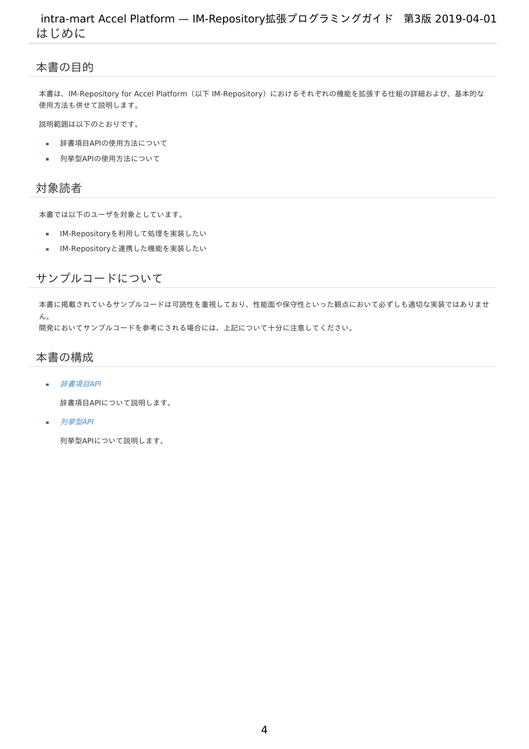# はじめに

## 本書の目的

本書は、IM-Repository for Accel Platform（以下 IM-Repository）におけるそれぞれの機能を拡張する仕組の詳細および、基本的な使用方法も併せて説明します。

説明範囲は以下のとおりです。

- 辞書項目APIの使用方法について
- 列挙型APIの使用方法について

## 対象読者

本書では以下のユーザを対象としています。

- IM-Repositoryを利用して処理を実装したい
- IM-Repositoryと連携した機能を実装したい

## サンプルコードについて

本書に掲載されているサンプルコードは可読性を重視しており、性能面や保守性といった観点において必ずしも適切な実装ではありません。
開発においてサンプルコードを参考にされる場合には、上記について十分に注意してください。

## 本書の構成

- *辞書項目API*

  辞書項目APIについて説明します。

- *列挙型API*

  列挙型APIについて説明します。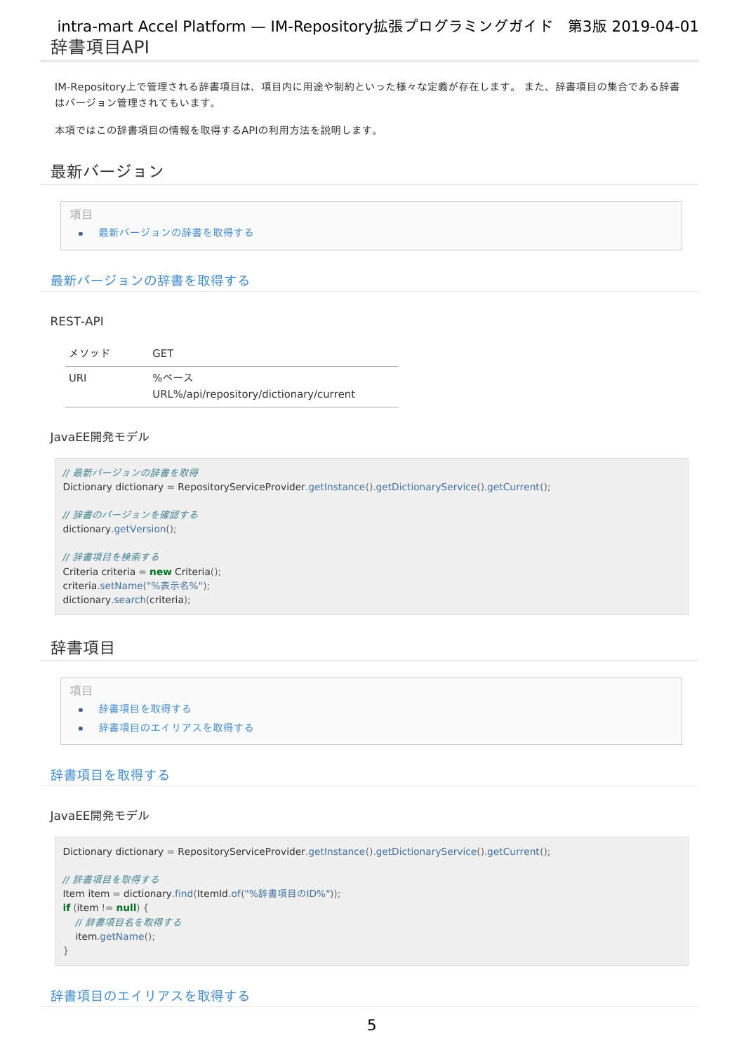# 辞書項目API

IM-Repository上で管理される辞書項目は、項目内に用途や制約といった様々な定義が存在します。 また、辞書項目の集合である辞書はバージョン管理されてもいます。

本項ではこの辞書項目の情報を取得するAPIの利用方法を説明します。

## 最新バージョン

項目

- 最新バージョンの辞書を取得する

### 最新バージョンの辞書を取得する

REST-API

| メソッド | GET |
| --- | --- |
| URI | %ベースURL%/api/repository/dictionary/current |

JavaEE開発モデル

```
// 最新バージョンの辞書を取得
Dictionary dictionary = RepositoryServiceProvider.getInstance().getDictionaryService().getCurrent();

// 辞書のバージョンを確認する
dictionary.getVersion();

// 辞書項目を検索する
Criteria criteria = new Criteria();
criteria.setName("%表示名%");
dictionary.search(criteria);
```

## 辞書項目

項目

- 辞書項目を取得する
- 辞書項目のエイリアスを取得する

### 辞書項目を取得する

JavaEE開発モデル

```
Dictionary dictionary = RepositoryServiceProvider.getInstance().getDictionaryService().getCurrent();

// 辞書項目を取得する
Item item = dictionary.find(ItemId.of("%辞書項目のID%"));
if (item != null) {
    // 辞書項目名を取得する
    item.getName();
}
```

### 辞書項目のエイリアスを取得する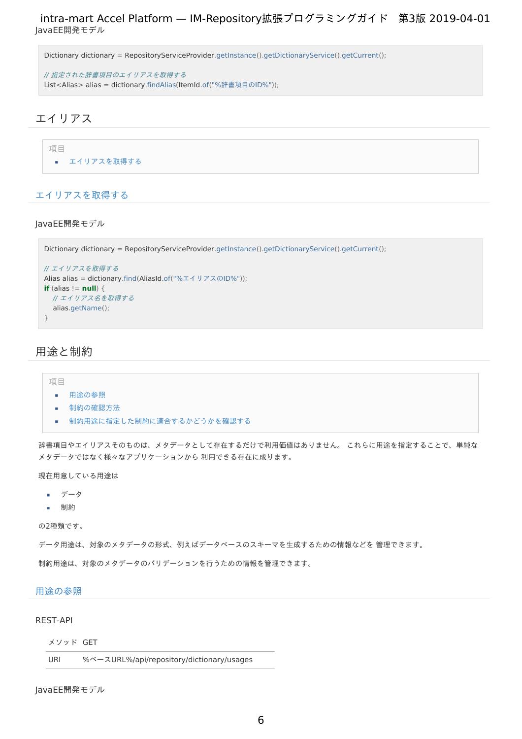JavaEE開発モデル

```
Dictionary dictionary = RepositoryServiceProvider.getInstance().getDictionaryService().getCurrent();

// 指定された辞書項目のエイリアスを取得する
List<Alias> alias = dictionary.findAlias(ItemId.of("%辞書項目のID%"));
```

## エイリアス

項目

- エイリアスを取得する

### エイリアスを取得する

JavaEE開発モデル

```
Dictionary dictionary = RepositoryServiceProvider.getInstance().getDictionaryService().getCurrent();

// エイリアスを取得する
Alias alias = dictionary.find(AliasId.of("%エイリアスのID%"));
if (alias != null) {
    // エイリアス名を取得する
    alias.getName();
}
```

## 用途と制約

項目

- 用途の参照
- 制約の確認方法
- 制約用途に指定した制約に適合するかどうかを確認する

辞書項目やエイリアスそのものは、メタデータとして存在するだけで利用価値はありません。 これらに用途を指定することで、単純なメタデータではなく様々なアプリケーションから 利用できる存在に成ります。

現在用意している用途は

- データ
- 制約

の2種類です。

データ用途は、対象のメタデータの形式、例えばデータベースのスキーマを生成するための情報などを 管理できます。

制約用途は、対象のメタデータのバリデーションを行うための情報を管理できます。

### 用途の参照

REST-API

| メソッド | GET |
|---|---|
| URI | %ベースURL%/api/repository/dictionary/usages |

JavaEE開発モデル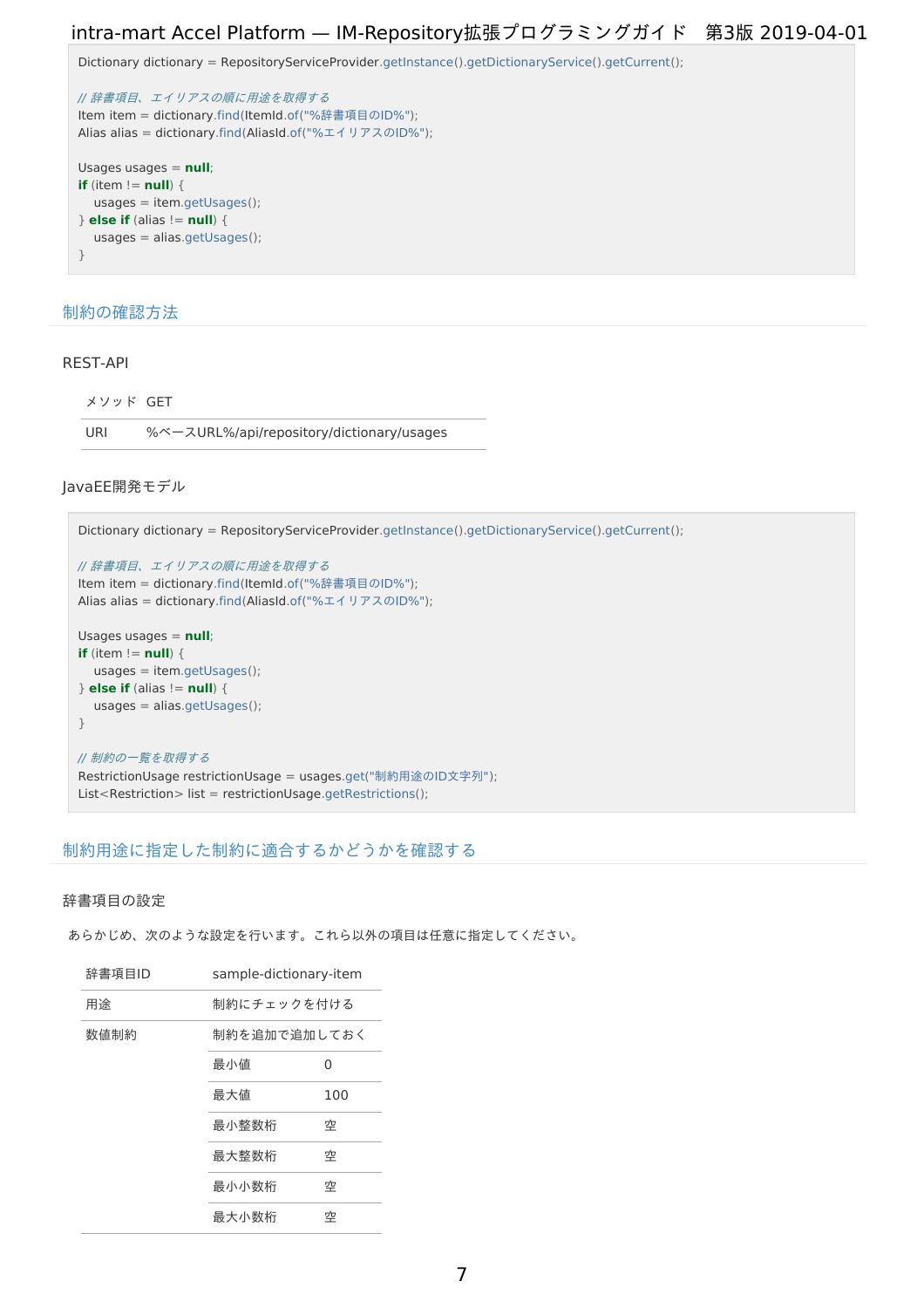```
Dictionary dictionary = RepositoryServiceProvider.getInstance().getDictionaryService().getCurrent();

// 辞書項目、エイリアスの順に用途を取得する
Item item = dictionary.find(ItemId.of("%辞書項目のID%");
Alias alias = dictionary.find(AliasId.of("%エイリアスのID%");

Usages usages = null;
if (item != null) {
    usages = item.getUsages();
} else if (alias != null) {
    usages = alias.getUsages();
}
```

## 制約の確認方法

### REST-API

| メソッド | GET |
|---|---|
| URI | %ベースURL%/api/repository/dictionary/usages |

### JavaEE開発モデル

```
Dictionary dictionary = RepositoryServiceProvider.getInstance().getDictionaryService().getCurrent();

// 辞書項目、エイリアスの順に用途を取得する
Item item = dictionary.find(ItemId.of("%辞書項目のID%");
Alias alias = dictionary.find(AliasId.of("%エイリアスのID%");

Usages usages = null;
if (item != null) {
    usages = item.getUsages();
} else if (alias != null) {
    usages = alias.getUsages();
}

// 制約の一覧を取得する
RestrictionUsage restrictionUsage = usages.get("制約用途のID文字列");
List<Restriction> list = restrictionUsage.getRestrictions();
```

## 制約用途に指定した制約に適合するかどうかを確認する

### 辞書項目の設定

あらかじめ、次のような設定を行います。これら以外の項目は任意に指定してください。

| 辞書項目ID | sample-dictionary-item | |
|---|---|---|
| 用途 | 制約にチェックを付ける | |
| 数値制約 | 制約を追加で追加しておく | |
| | 最小値 | 0 |
| | 最大値 | 100 |
| | 最小整数桁 | 空 |
| | 最大整数桁 | 空 |
| | 最小小数桁 | 空 |
| | 最大小数桁 | 空 |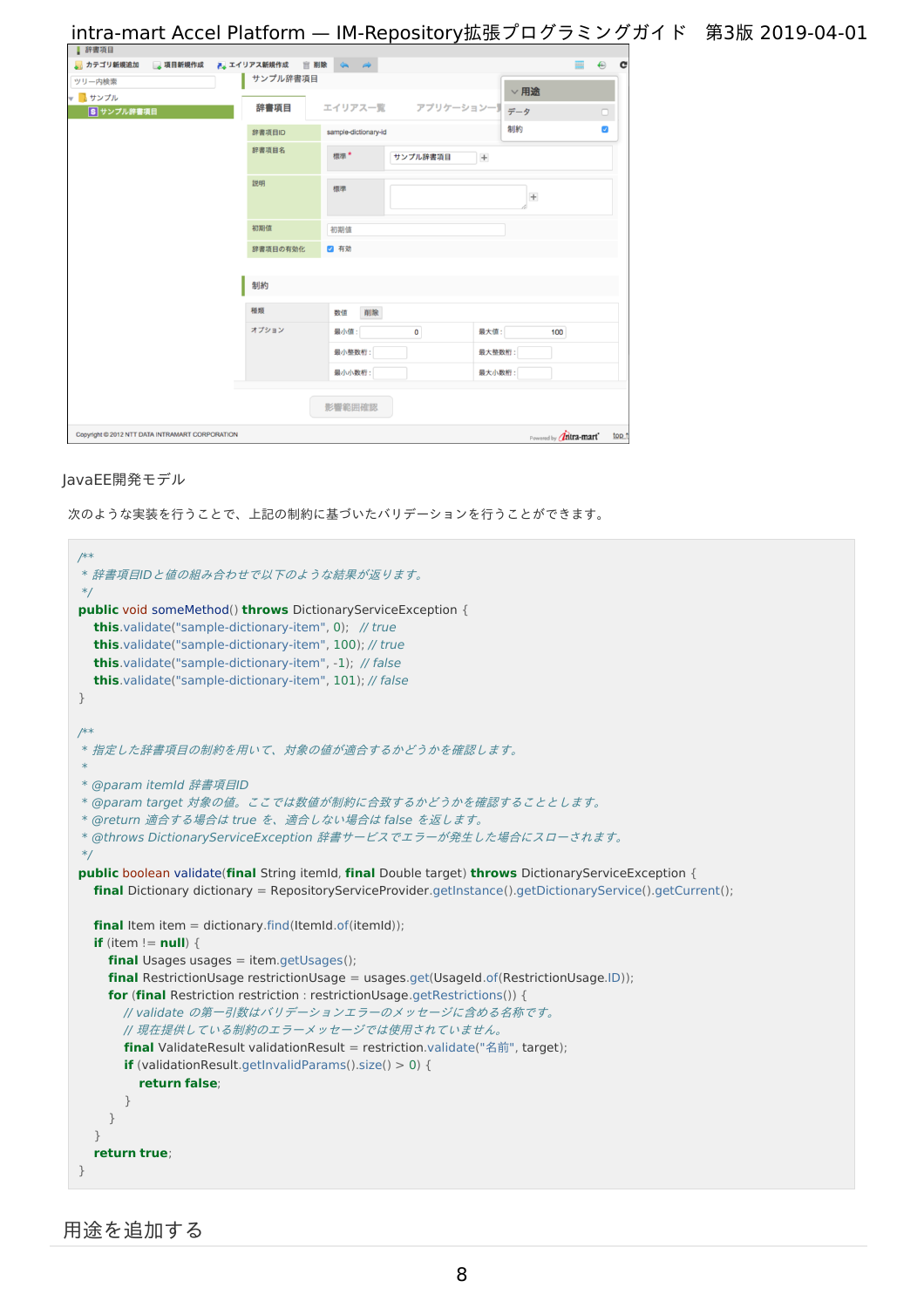JavaEE開発モデル

次のような実装を行うことで、上記の制約に基づいたバリデーションを行うことができます。

```
/**
 * 辞書項目IDと値の組み合わせで以下のような結果が返ります。
 */
public void someMethod() throws DictionaryServiceException {
    this.validate("sample-dictionary-item", 0);   // true
    this.validate("sample-dictionary-item", 100); // true
    this.validate("sample-dictionary-item", -1);  // false
    this.validate("sample-dictionary-item", 101); // false
}

/**
 * 指定した辞書項目の制約を用いて、対象の値が適合するかどうかを確認します。
 *
 * @param itemId 辞書項目ID
 * @param target 対象の値。ここでは数値が制約に合致するかどうかを確認することとします。
 * @return 適合する場合は true を、適合しない場合は false を返します。
 * @throws DictionaryServiceException 辞書サービスでエラーが発生した場合にスローされます。
 */
public boolean validate(final String itemId, final Double target) throws DictionaryServiceException {
    final Dictionary dictionary = RepositoryServiceProvider.getInstance().getDictionaryService().getCurrent();

    final Item item = dictionary.find(ItemId.of(itemId));
    if (item != null) {
        final Usages usages = item.getUsages();
        final RestrictionUsage restrictionUsage = usages.get(UsageId.of(RestrictionUsage.ID));
        for (final Restriction restriction : restrictionUsage.getRestrictions()) {
            // validate の第一引数はバリデーションエラーのメッセージに含める名称です。
            // 現在提供している制約のエラーメッセージでは使用されていません。
            final ValidateResult validationResult = restriction.validate("名前", target);
            if (validationResult.getInvalidParams().size() > 0) {
                return false;
            }
        }
    }
    return true;
}
```

## 用途を追加する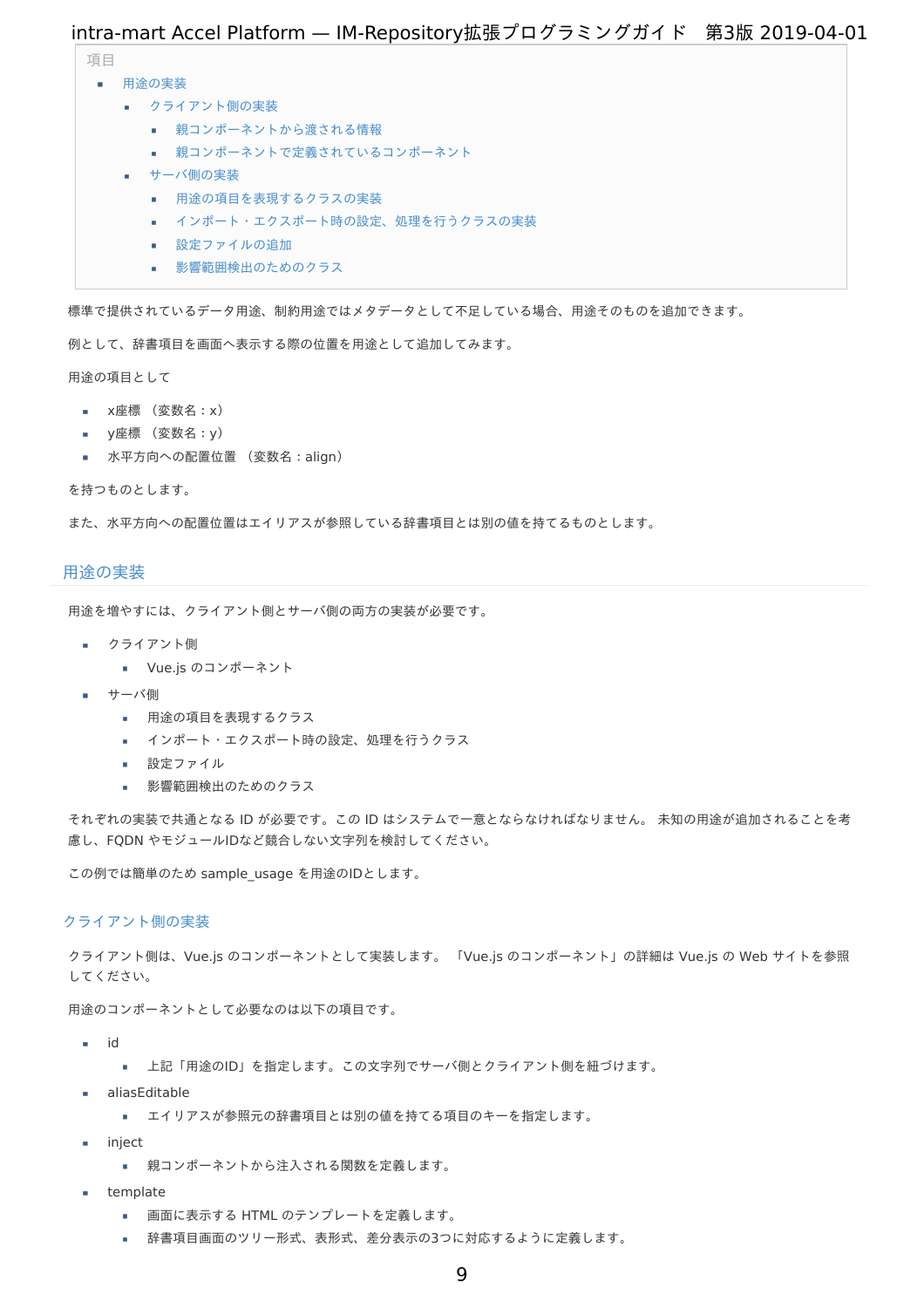項目

- 用途の実装
  - クライアント側の実装
    - 親コンポーネントから渡される情報
    - 親コンポーネントで定義されているコンポーネント
  - サーバ側の実装
    - 用途の項目を表現するクラスの実装
    - インポート・エクスポート時の設定、処理を行うクラスの実装
    - 設定ファイルの追加
    - 影響範囲検出のためのクラス

標準で提供されているデータ用途、制約用途ではメタデータとして不足している場合、用途そのものを追加できます。

例として、辞書項目を画面へ表示する際の位置を用途として追加してみます。

用途の項目として

- x座標 （変数名：x）
- y座標 （変数名：y）
- 水平方向への配置位置 （変数名：align）

を持つものとします。

また、水平方向への配置位置はエイリアスが参照している辞書項目とは別の値を持てるものとします。

## 用途の実装

用途を増やすには、クライアント側とサーバ側の両方の実装が必要です。

- クライアント側
  - Vue.js のコンポーネント
- サーバ側
  - 用途の項目を表現するクラス
  - インポート・エクスポート時の設定、処理を行うクラス
  - 設定ファイル
  - 影響範囲検出のためのクラス

それぞれの実装で共通となる ID が必要です。この ID はシステムで一意とならなければなりません。 未知の用途が追加されることを考慮し、FQDN やモジュールIDなど競合しない文字列を検討してください。

この例では簡単のため sample_usage を用途のIDとします。

### クライアント側の実装

クライアント側は、Vue.js のコンポーネントとして実装します。 「Vue.js のコンポーネント」の詳細は Vue.js の Web サイトを参照してください。

用途のコンポーネントとして必要なのは以下の項目です。

- id
  - 上記「用途のID」を指定します。この文字列でサーバ側とクライアント側を紐づけます。
- aliasEditable
  - エイリアスが参照元の辞書項目とは別の値を持てる項目のキーを指定します。
- inject
  - 親コンポーネントから注入される関数を定義します。
- template
  - 画面に表示する HTML のテンプレートを定義します。
  - 辞書項目画面のツリー形式、表形式、差分表示の3つに対応するように定義します。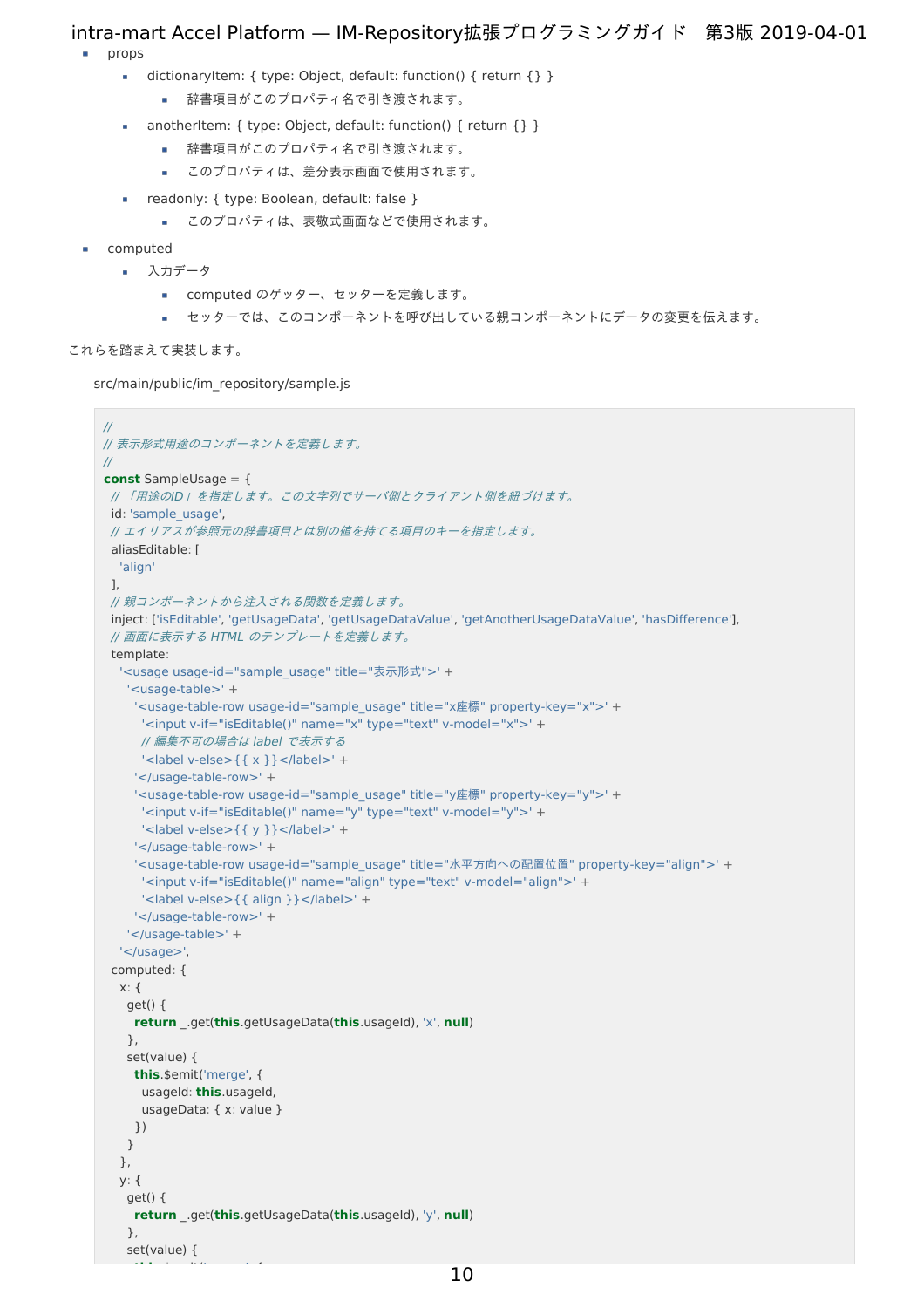- props
  - dictionaryItem: { type: Object, default: function() { return {} }
    - 辞書項目がこのプロパティ名で引き渡されます。
  - anotherItem: { type: Object, default: function() { return {} }
    - 辞書項目がこのプロパティ名で引き渡されます。
    - このプロパティは、差分表示画面で使用されます。
  - readonly: { type: Boolean, default: false }
    - このプロパティは、表敬式画面などで使用されます。
- computed
  - 入力データ
    - computed のゲッター、セッターを定義します。
    - セッターでは、このコンポーネントを呼び出している親コンポーネントにデータの変更を伝えます。

これらを踏まえて実装します。

src/main/public/im_repository/sample.js

```
//
// 表示形式用途のコンポーネントを定義します。
//
const SampleUsage = {
  // 「用途のID」を指定します。この文字列でサーバ側とクライアント側を紐づけます。
  id: 'sample_usage',
  // エイリアスが参照元の辞書項目とは別の値を持てる項目のキーを指定します。
  aliasEditable: [
    'align'
  ],
  // 親コンポーネントから注入される関数を定義します。
  inject: ['isEditable', 'getUsageData', 'getUsageDataValue', 'getAnotherUsageDataValue', 'hasDifference'],
  // 画面に表示する HTML のテンプレートを定義します。
  template:
    '<usage usage-id="sample_usage" title="表示形式">' +
      '<usage-table>' +
        '<usage-table-row usage-id="sample_usage" title="x座標" property-key="x">' +
          '<input v-if="isEditable()" name="x" type="text" v-model="x">' +
          // 編集不可の場合は label で表示する
          '<label v-else>{{ x }}</label>' +
        '</usage-table-row>' +
        '<usage-table-row usage-id="sample_usage" title="y座標" property-key="y">' +
          '<input v-if="isEditable()" name="y" type="text" v-model="y">' +
          '<label v-else>{{ y }}</label>' +
        '</usage-table-row>' +
        '<usage-table-row usage-id="sample_usage" title="水平方向への配置位置" property-key="align">' +
          '<input v-if="isEditable()" name="align" type="text" v-model="align">' +
          '<label v-else>{{ align }}</label>' +
        '</usage-table-row>' +
      '</usage-table>' +
    '</usage>',
  computed: {
    x: {
      get() {
        return _.get(this.getUsageData(this.usageId), 'x', null)
      },
      set(value) {
        this.$emit('merge', {
          usageId: this.usageId,
          usageData: { x: value }
        })
      }
    },
    y: {
      get() {
        return _.get(this.getUsageData(this.usageId), 'y', null)
      },
      set(value) {
```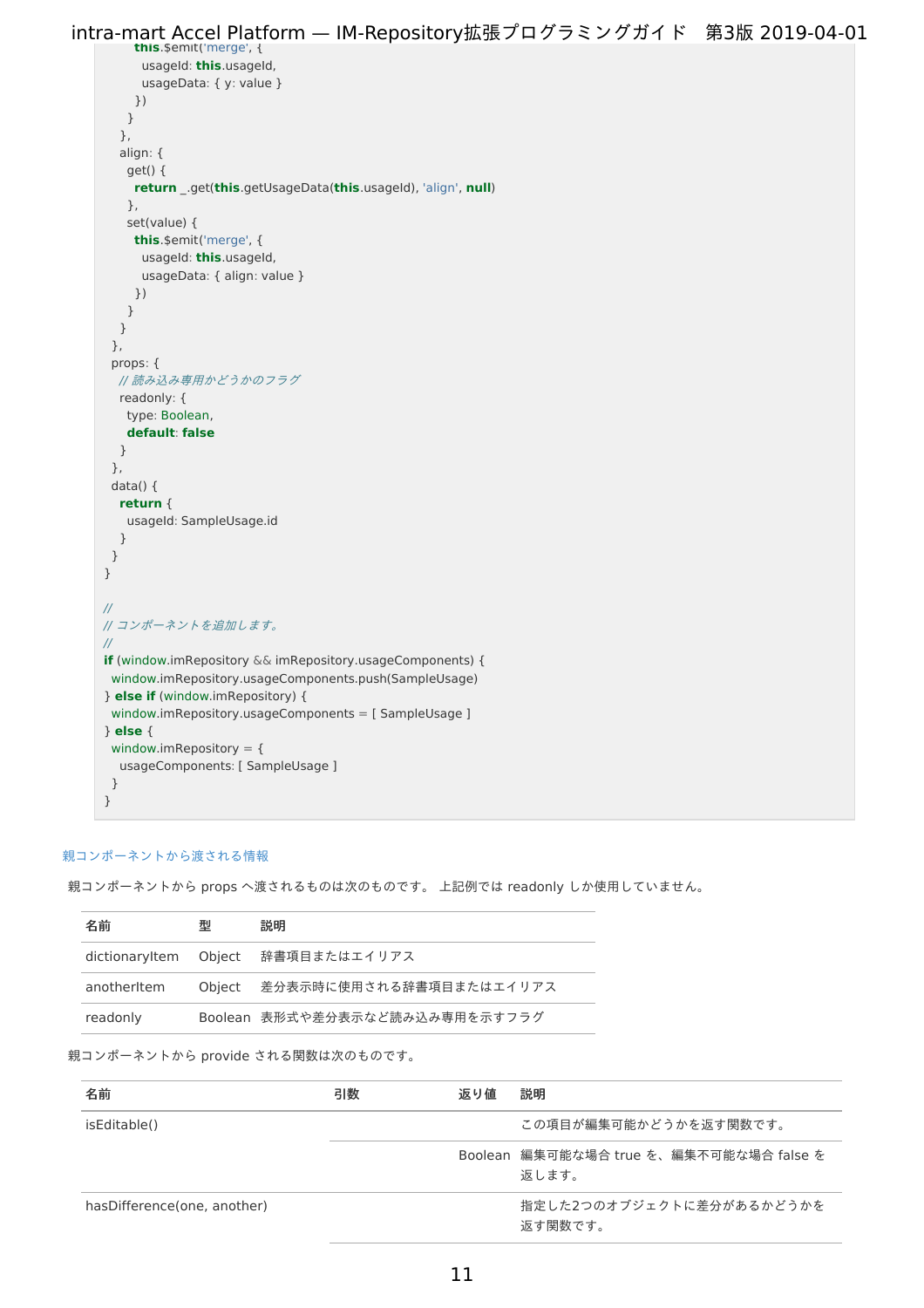```
        this.$emit('merge', {
          usageId: this.usageId,
          usageData: { y: value }
        })
      }
    },
    align: {
      get() {
        return _.get(this.getUsageData(this.usageId), 'align', null)
      },
      set(value) {
        this.$emit('merge', {
          usageId: this.usageId,
          usageData: { align: value }
        })
      }
    }
  },
  props: {
    // 読み込み専用かどうかのフラグ
    readonly: {
      type: Boolean,
      default: false
    }
  },
  data() {
    return {
      usageId: SampleUsage.id
    }
  }
}

//
// コンポーネントを追加します。
//
if (window.imRepository && imRepository.usageComponents) {
  window.imRepository.usageComponents.push(SampleUsage)
} else if (window.imRepository) {
  window.imRepository.usageComponents = [ SampleUsage ]
} else {
  window.imRepository = {
    usageComponents: [ SampleUsage ]
  }
}
```

### 親コンポーネントから渡される情報

親コンポーネントから props へ渡されるものは次のものです。 上記例では readonly しか使用していません。

| 名前 | 型 | 説明 |
| --- | --- | --- |
| dictionaryItem | Object | 辞書項目またはエイリアス |
| anotherItem | Object | 差分表示時に使用される辞書項目またはエイリアス |
| readonly | Boolean | 表形式や差分表示など読み込み専用を示すフラグ |

親コンポーネントから provide される関数は次のものです。

| 名前 | 引数 | 返り値 | 説明 |
| --- | --- | --- | --- |
| isEditable() | | | この項目が編集可能かどうかを返す関数です。 |
| | | Boolean | 編集可能な場合 true を、編集不可能な場合 false を返します。 |
| hasDifference(one, another) | | | 指定した2つのオブジェクトに差分があるかどうかを返す関数です。 |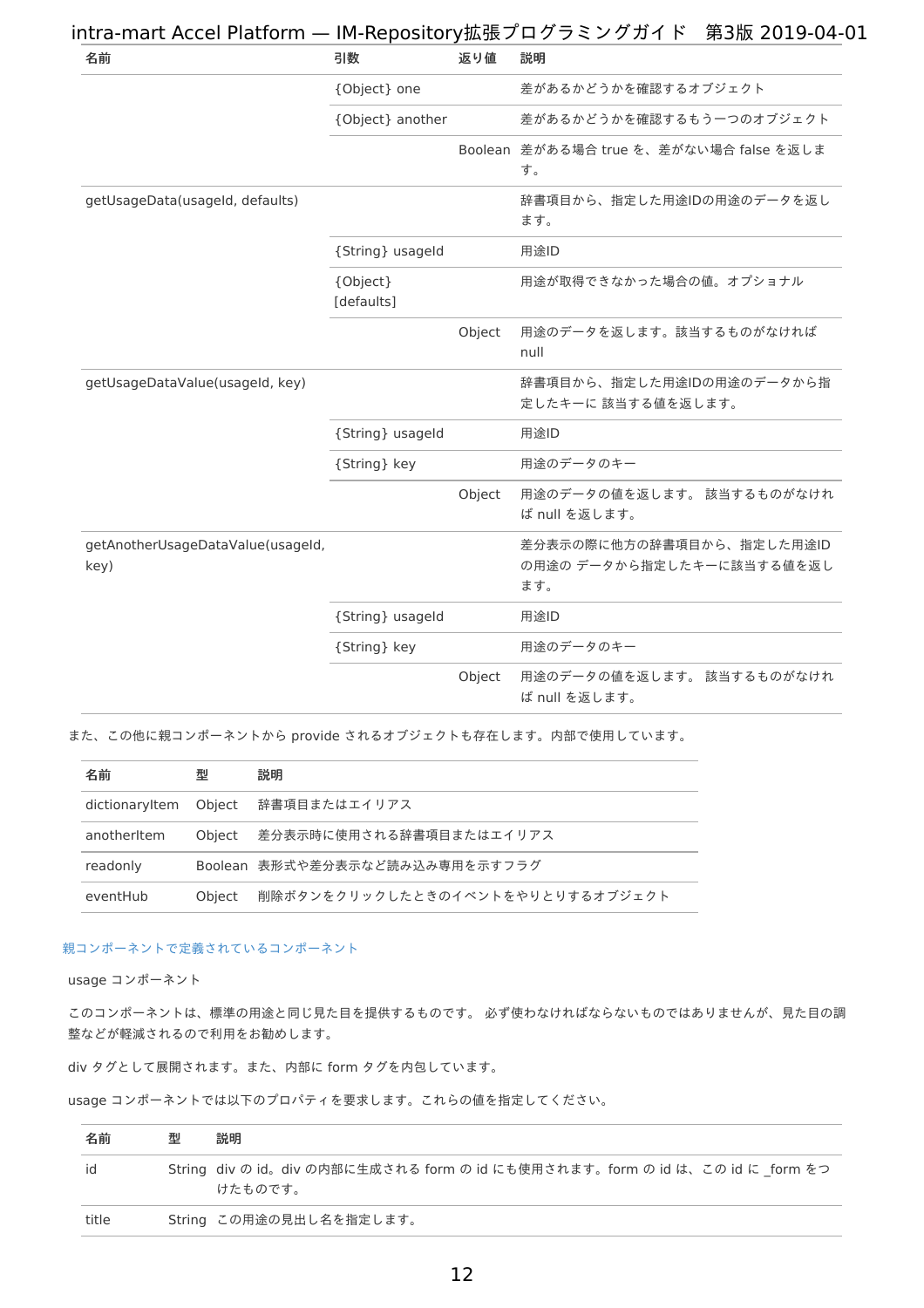| 名前 | 引数 | 返り値 | 説明 |
|---|---|---|---|
| | {Object} one | | 差があるかどうかを確認するオブジェクト |
| | {Object} another | | 差があるかどうかを確認するもう一つのオブジェクト |
| | | Boolean | 差がある場合 true を、差がない場合 false を返します。 |
| getUsageData(usageId, defaults) | | | 辞書項目から、指定した用途IDの用途のデータを返します。 |
| | {String} usageId | | 用途ID |
| | {Object} [defaults] | | 用途が取得できなかった場合の値。オプショナル |
| | | Object | 用途のデータを返します。該当するものがなければ null |
| getUsageDataValue(usageId, key) | | | 辞書項目から、指定した用途IDの用途のデータから指定したキーに 該当する値を返します。 |
| | {String} usageId | | 用途ID |
| | {String} key | | 用途のデータのキー |
| | | Object | 用途のデータの値を返します。 該当するものがなければ null を返します。 |
| getAnotherUsageDataValue(usageId, key) | | | 差分表示の際に他方の辞書項目から、指定した用途IDの用途の データから指定したキーに該当する値を返します。 |
| | {String} usageId | | 用途ID |
| | {String} key | | 用途のデータのキー |
| | | Object | 用途のデータの値を返します。 該当するものがなければ null を返します。 |

また、この他に親コンポーネントから provide されるオブジェクトも存在します。内部で使用しています。

| 名前 | 型 | 説明 |
|---|---|---|
| dictionaryItem | Object | 辞書項目またはエイリアス |
| anotherItem | Object | 差分表示時に使用される辞書項目またはエイリアス |
| readonly | Boolean | 表形式や差分表示など読み込み専用を示すフラグ |
| eventHub | Object | 削除ボタンをクリックしたときのイベントをやりとりするオブジェクト |

親コンポーネントで定義されているコンポーネント

usage コンポーネント

このコンポーネントは、標準の用途と同じ見た目を提供するものです。 必ず使わなければならないものではありませんが、見た目の調整などが軽減されるので利用をお勧めします。

div タグとして展開されます。また、内部に form タグを内包しています。

usage コンポーネントでは以下のプロパティを要求します。これらの値を指定してください。

| 名前 | 型 | 説明 |
|---|---|---|
| id | String | div の id。div の内部に生成される form の id にも使用されます。form の id は、この id に _form をつけたものです。 |
| title | String | この用途の見出し名を指定します。 |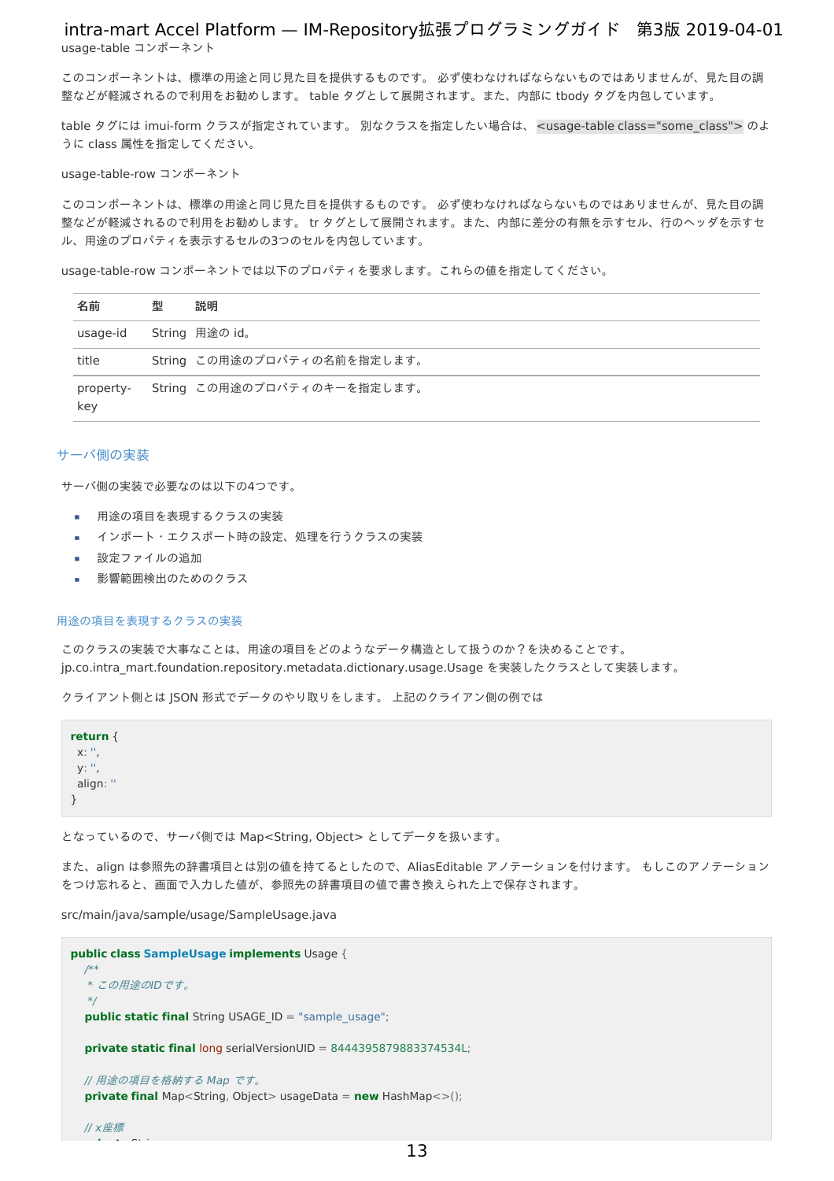usage-table コンポーネント

このコンポーネントは、標準の用途と同じ見た目を提供するものです。 必ず使わなければならないものではありませんが、見た目の調整などが軽減されるので利用をお勧めします。 table タグとして展開されます。また、内部に tbody タグを内包しています。

table タグには imui-form クラスが指定されています。 別なクラスを指定したい場合は、 `<usage-table class="some_class">` のように class 属性を指定してください。

usage-table-row コンポーネント

このコンポーネントは、標準の用途と同じ見た目を提供するものです。 必ず使わなければならないものではありませんが、見た目の調整などが軽減されるので利用をお勧めします。 tr タグとして展開されます。また、内部に差分の有無を示すセル、行のヘッダを示すセル、用途のプロパティを表示するセルの3つのセルを内包しています。

usage-table-row コンポーネントでは以下のプロパティを要求します。これらの値を指定してください。

| 名前 | 型 | 説明 |
|---|---|---|
| usage-id | String | 用途の id。 |
| title | String | この用途のプロパティの名前を指定します。 |
| property-key | String | この用途のプロパティのキーを指定します。 |

## サーバ側の実装

サーバ側の実装で必要なのは以下の4つです。

- 用途の項目を表現するクラスの実装
- インポート・エクスポート時の設定、処理を行うクラスの実装
- 設定ファイルの追加
- 影響範囲検出のためのクラス

### 用途の項目を表現するクラスの実装

このクラスの実装で大事なことは、用途の項目をどのようなデータ構造として扱うのか？を決めることです。 jp.co.intra_mart.foundation.repository.metadata.dictionary.usage.Usage を実装したクラスとして実装します。

クライアント側とは JSON 形式でデータのやり取りをします。 上記のクライアン側の例では

```
return {
  x: '',
  y: '',
  align: ''
}
```

となっているので、サーバ側では Map<String, Object> としてデータを扱います。

また、align は参照先の辞書項目とは別の値を持てるとしたので、AliasEditable アノテーションを付けます。 もしこのアノテーションをつけ忘れると、画面で入力した値が、参照先の辞書項目の値で書き換えられた上で保存されます。

src/main/java/sample/usage/SampleUsage.java

```java
public class SampleUsage implements Usage {
    /**
     * この用途のIDです。
     */
    public static final String USAGE_ID = "sample_usage";

    private static final long serialVersionUID = 8444395879883374534L;

    // 用途の項目を格納する Map です。
    private final Map<String, Object> usageData = new HashMap<>();

    // x座標
```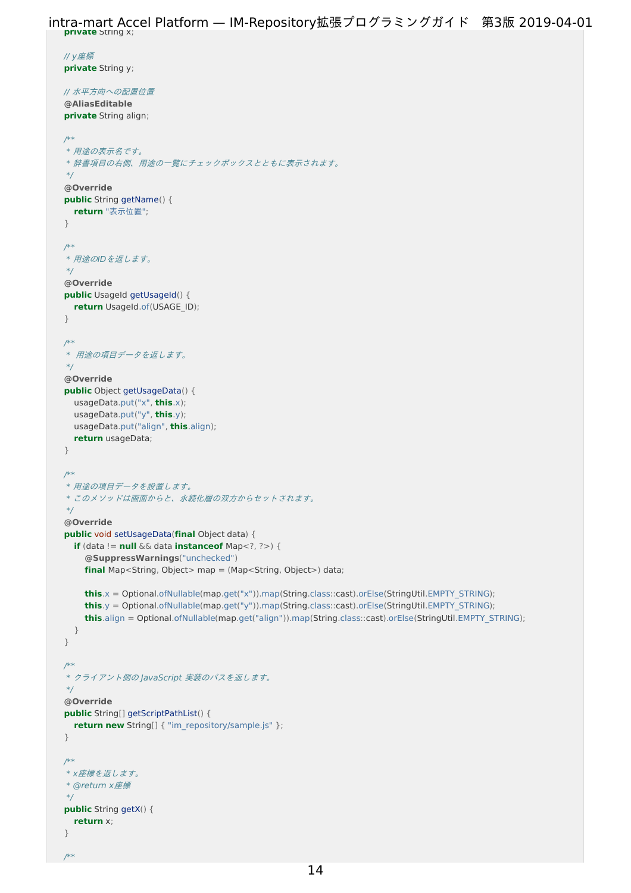```java
    private String x;

    // y座標
    private String y;

    // 水平方向への配置位置
    @AliasEditable
    private String align;

    /**
     * 用途の表示名です。
     * 辞書項目の右側、用途の一覧にチェックボックスとともに表示されます。
     */
    @Override
    public String getName() {
        return "表示位置";
    }

    /**
     * 用途のIDを返します。
     */
    @Override
    public UsageId getUsageId() {
        return UsageId.of(USAGE_ID);
    }

    /**
     *  用途の項目データを返します。
     */
    @Override
    public Object getUsageData() {
        usageData.put("x", this.x);
        usageData.put("y", this.y);
        usageData.put("align", this.align);
        return usageData;
    }

    /**
     * 用途の項目データを設置します。
     * このメソッドは画面からと、永続化層の双方からセットされます。
     */
    @Override
    public void setUsageData(final Object data) {
        if (data != null && data instanceof Map<?, ?>) {
            @SuppressWarnings("unchecked")
            final Map<String, Object> map = (Map<String, Object>) data;

            this.x = Optional.ofNullable(map.get("x")).map(String.class::cast).orElse(StringUtil.EMPTY_STRING);
            this.y = Optional.ofNullable(map.get("y")).map(String.class::cast).orElse(StringUtil.EMPTY_STRING);
            this.align = Optional.ofNullable(map.get("align")).map(String.class::cast).orElse(StringUtil.EMPTY_STRING);
        }
    }

    /**
     * クライアント側の JavaScript 実装のパスを返します。
     */
    @Override
    public String[] getScriptPathList() {
        return new String[] { "im_repository/sample.js" };
    }

    /**
     * x座標を返します。
     * @return x座標
     */
    public String getX() {
        return x;
    }

    /**
```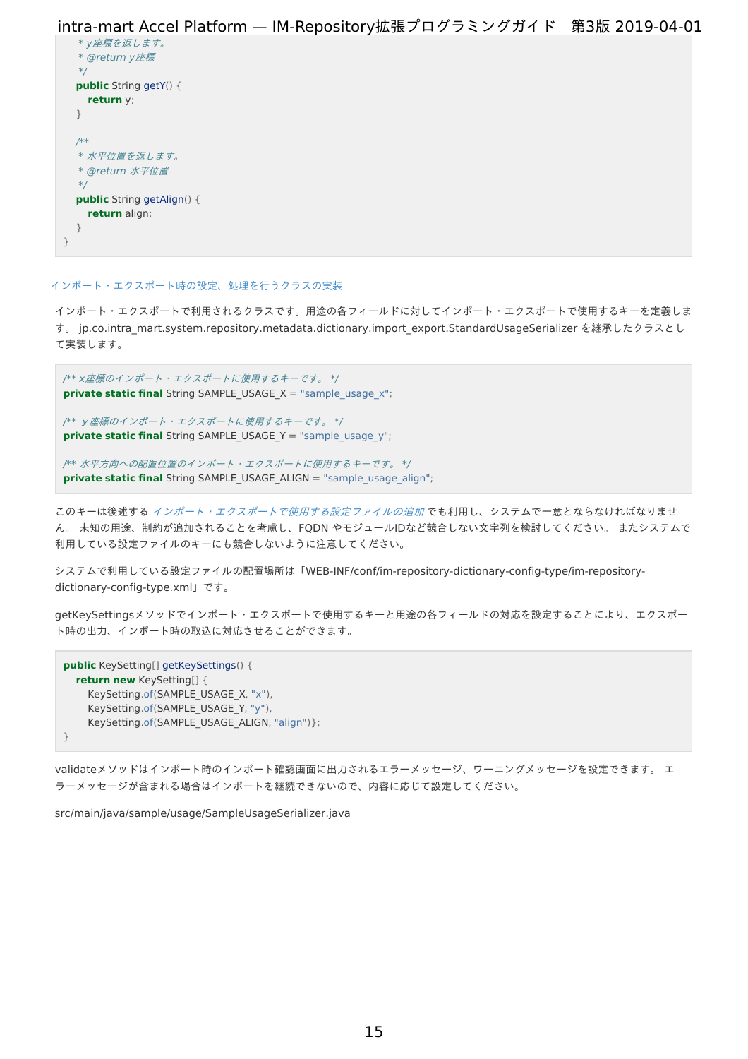```
     * y座標を返します。
     * @return y座標
     */
    public String getY() {
        return y;
    }

    /**
     * 水平位置を返します。
     * @return 水平位置
     */
    public String getAlign() {
        return align;
    }
}
```

### インポート・エクスポート時の設定、処理を行うクラスの実装

インポート・エクスポートで利用されるクラスです。用途の各フィールドに対してインポート・エクスポートで使用するキーを定義します。 jp.co.intra_mart.system.repository.metadata.dictionary.import_export.StandardUsageSerializer を継承したクラスとして実装します。

```
/** x座標のインポート・エクスポートに使用するキーです。 */
private static final String SAMPLE_USAGE_X = "sample_usage_x";

/**  y座標のインポート・エクスポートに使用するキーです。 */
private static final String SAMPLE_USAGE_Y = "sample_usage_y";

/**  水平方向への配置位置のインポート・エクスポートに使用するキーです。 */
private static final String SAMPLE_USAGE_ALIGN = "sample_usage_align";
```

このキーは後述する *インポート・エクスポートで使用する設定ファイルの追加* でも利用し、システムで一意とならなければなりません。 未知の用途、制約が追加されることを考慮し、FQDN やモジュールIDなど競合しない文字列を検討してください。 またシステムで利用している設定ファイルのキーにも競合しないように注意してください。

システムで利用している設定ファイルの配置場所は「WEB-INF/conf/im-repository-dictionary-config-type/im-repository-dictionary-config-type.xml」です。

getKeySettingsメソッドでインポート・エクスポートで使用するキーと用途の各フィールドの対応を設定することにより、エクスポート時の出力、インポート時の取込に対応させることができます。

```
public KeySetting[] getKeySettings() {
    return new KeySetting[] {
        KeySetting.of(SAMPLE_USAGE_X, "x"),
        KeySetting.of(SAMPLE_USAGE_Y, "y"),
        KeySetting.of(SAMPLE_USAGE_ALIGN, "align")};
}
```

validateメソッドはインポート時のインポート確認画面に出力されるエラーメッセージ、ワーニングメッセージを設定できます。 エラーメッセージが含まれる場合はインポートを継続できないので、内容に応じて設定してください。

src/main/java/sample/usage/SampleUsageSerializer.java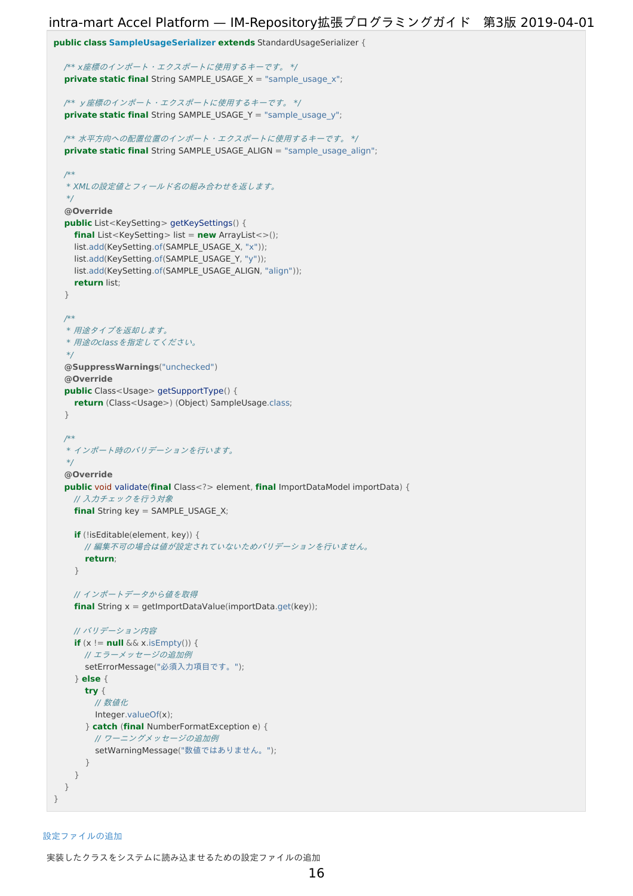```java
public class SampleUsageSerializer extends StandardUsageSerializer {

    /** x座標のインポート・エクスポートに使用するキーです。 */
    private static final String SAMPLE_USAGE_X = "sample_usage_x";

    /** y座標のインポート・エクスポートに使用するキーです。 */
    private static final String SAMPLE_USAGE_Y = "sample_usage_y";

    /** 水平方向への配置位置のインポート・エクスポートに使用するキーです。 */
    private static final String SAMPLE_USAGE_ALIGN = "sample_usage_align";

    /**
     * XMLの設定値とフィールド名の組み合わせを返します。
     */
    @Override
    public List<KeySetting> getKeySettings() {
        final List<KeySetting> list = new ArrayList<>();
        list.add(KeySetting.of(SAMPLE_USAGE_X, "x"));
        list.add(KeySetting.of(SAMPLE_USAGE_Y, "y"));
        list.add(KeySetting.of(SAMPLE_USAGE_ALIGN, "align"));
        return list;
    }

    /**
     * 用途タイプを返却します。
     * 用途のclassを指定してください。
     */
    @SuppressWarnings("unchecked")
    @Override
    public Class<Usage> getSupportType() {
        return (Class<Usage>) (Object) SampleUsage.class;
    }

    /**
     * インポート時のバリデーションを行います。
     */
    @Override
    public void validate(final Class<?> element, final ImportDataModel importData) {
        // 入力チェックを行う対象
        final String key = SAMPLE_USAGE_X;

        if (!isEditable(element, key)) {
            // 編集不可の場合は値が設定されていないためバリデーションを行いません。
            return;
        }

        // インポートデータから値を取得
        final String x = getImportDataValue(importData.get(key));

        // バリデーション内容
        if (x != null && x.isEmpty()) {
            // エラーメッセージの追加例
            setErrorMessage("必須入力項目です。");
        } else {
            try {
                // 数値化
                Integer.valueOf(x);
            } catch (final NumberFormatException e) {
                // ワーニングメッセージの追加例
                setWarningMessage("数値ではありません。");
            }
        }
    }
}
```

設定ファイルの追加

実装したクラスをシステムに読み込ませるための設定ファイルの追加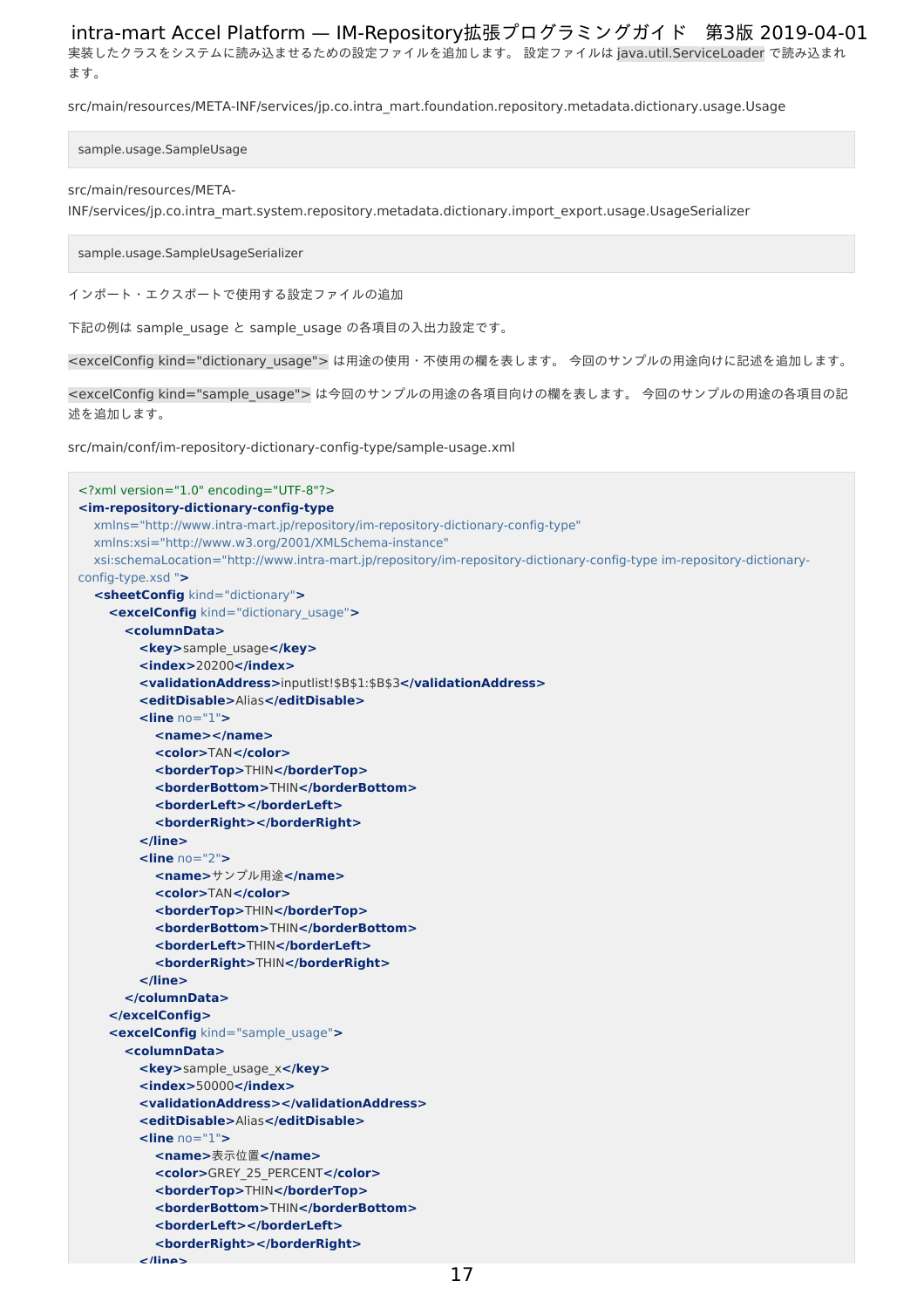実装したクラスをシステムに読み込ませるための設定ファイルを追加します。 設定ファイルは `java.util.ServiceLoader` で読み込まれます。

src/main/resources/META-INF/services/jp.co.intra_mart.foundation.repository.metadata.dictionary.usage.Usage

```
sample.usage.SampleUsage
```

src/main/resources/META-INF/services/jp.co.intra_mart.system.repository.metadata.dictionary.import_export.usage.UsageSerializer

```
sample.usage.SampleUsageSerializer
```

インポート・エクスポートで使用する設定ファイルの追加

下記の例は sample_usage と sample_usage の各項目の入出力設定です。

`<excelConfig kind="dictionary_usage">` は用途の使用・不使用の欄を表します。 今回のサンプルの用途向けに記述を追加します。

`<excelConfig kind="sample_usage">` は今回のサンプルの用途の各項目向けの欄を表します。 今回のサンプルの用途の各項目の記述を追加します。

src/main/conf/im-repository-dictionary-config-type/sample-usage.xml

```xml
<?xml version="1.0" encoding="UTF-8"?>
<im-repository-dictionary-config-type
   xmlns="http://www.intra-mart.jp/repository/im-repository-dictionary-config-type"
   xmlns:xsi="http://www.w3.org/2001/XMLSchema-instance"
   xsi:schemaLocation="http://www.intra-mart.jp/repository/im-repository-dictionary-config-type im-repository-dictionary-config-type.xsd ">
  <sheetConfig kind="dictionary">
    <excelConfig kind="dictionary_usage">
      <columnData>
        <key>sample_usage</key>
        <index>20200</index>
        <validationAddress>inputlist!$B$1:$B$3</validationAddress>
        <editDisable>Alias</editDisable>
        <line no="1">
          <name></name>
          <color>TAN</color>
          <borderTop>THIN</borderTop>
          <borderBottom>THIN</borderBottom>
          <borderLeft></borderLeft>
          <borderRight></borderRight>
        </line>
        <line no="2">
          <name>サンプル用途</name>
          <color>TAN</color>
          <borderTop>THIN</borderTop>
          <borderBottom>THIN</borderBottom>
          <borderLeft>THIN</borderLeft>
          <borderRight>THIN</borderRight>
        </line>
      </columnData>
    </excelConfig>
    <excelConfig kind="sample_usage">
      <columnData>
        <key>sample_usage_x</key>
        <index>50000</index>
        <validationAddress></validationAddress>
        <editDisable>Alias</editDisable>
        <line no="1">
          <name>表示位置</name>
          <color>GREY_25_PERCENT</color>
          <borderTop>THIN</borderTop>
          <borderBottom>THIN</borderBottom>
          <borderLeft></borderLeft>
          <borderRight></borderRight>
        </line>
```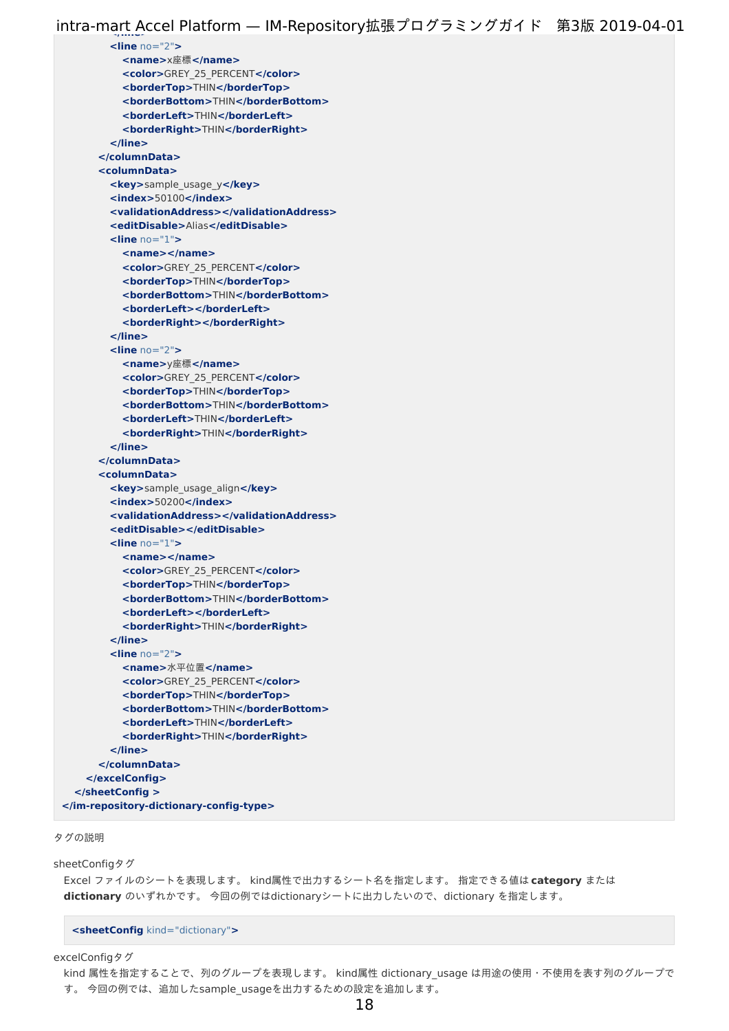```xml
        <line no="2">
          <name>x座標</name>
          <color>GREY_25_PERCENT</color>
          <borderTop>THIN</borderTop>
          <borderBottom>THIN</borderBottom>
          <borderLeft>THIN</borderLeft>
          <borderRight>THIN</borderRight>
        </line>
      </columnData>
      <columnData>
        <key>sample_usage_y</key>
        <index>50100</index>
        <validationAddress></validationAddress>
        <editDisable>Alias</editDisable>
        <line no="1">
          <name></name>
          <color>GREY_25_PERCENT</color>
          <borderTop>THIN</borderTop>
          <borderBottom>THIN</borderBottom>
          <borderLeft></borderLeft>
          <borderRight></borderRight>
        </line>
        <line no="2">
          <name>y座標</name>
          <color>GREY_25_PERCENT</color>
          <borderTop>THIN</borderTop>
          <borderBottom>THIN</borderBottom>
          <borderLeft>THIN</borderLeft>
          <borderRight>THIN</borderRight>
        </line>
      </columnData>
      <columnData>
        <key>sample_usage_align</key>
        <index>50200</index>
        <validationAddress></validationAddress>
        <editDisable></editDisable>
        <line no="1">
          <name></name>
          <color>GREY_25_PERCENT</color>
          <borderTop>THIN</borderTop>
          <borderBottom>THIN</borderBottom>
          <borderLeft></borderLeft>
          <borderRight>THIN</borderRight>
        </line>
        <line no="2">
          <name>水平位置</name>
          <color>GREY_25_PERCENT</color>
          <borderTop>THIN</borderTop>
          <borderBottom>THIN</borderBottom>
          <borderLeft>THIN</borderLeft>
          <borderRight>THIN</borderRight>
        </line>
      </columnData>
    </excelConfig>
  </sheetConfig >
</im-repository-dictionary-config-type>
```

タグの説明

sheetConfigタグ

Excel ファイルのシートを表現します。 kind属性で出力するシート名を指定します。 指定できる値は **category** または **dictionary** のいずれかです。 今回の例ではdictionaryシートに出力したいので、dictionary を指定します。

```xml
<sheetConfig kind="dictionary">
```

excelConfigタグ

kind 属性を指定することで、列のグループを表現します。 kind属性 dictionary_usage は用途の使用・不使用を表す列のグループです。 今回の例では、追加したsample_usageを出力するための設定を追加します。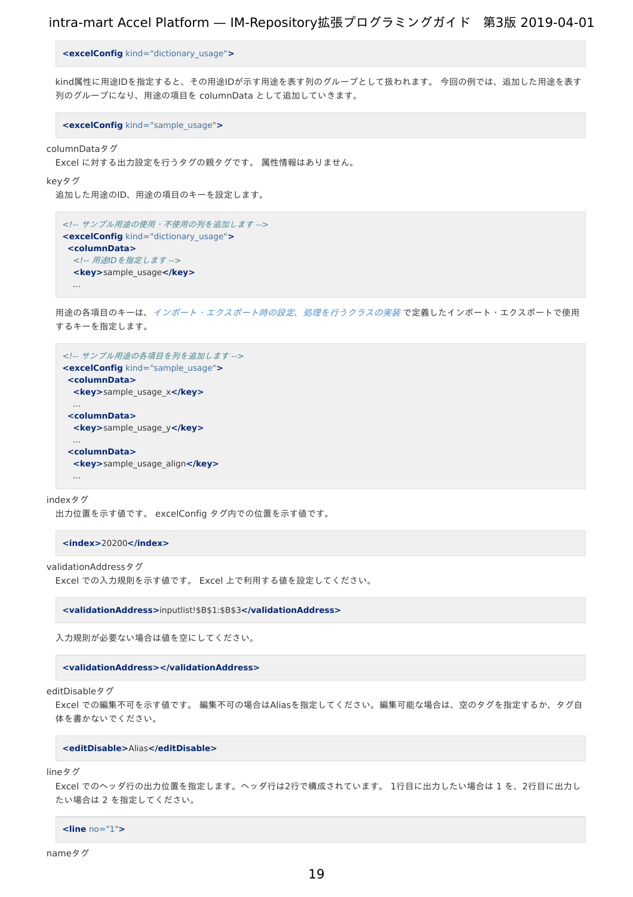```
<excelConfig kind="dictionary_usage">
```

kind属性に用途IDを指定すると、その用途IDが示す用途を表す列のグループとして扱われます。 今回の例では、追加した用途を表す列のグループになり、用途の項目を columnData として追加していきます。

```
<excelConfig kind="sample_usage">
```

columnDataタグ
Excel に対する出力設定を行うタグの親タグです。 属性情報はありません。

keyタグ
追加した用途のID、用途の項目のキーを設定します。

```
<!-- サンプル用途の使用・不使用の列を追加します -->
<excelConfig kind="dictionary_usage">
  <columnData>
    <!-- 用途IDを指定します -->
    <key>sample_usage</key>
    ...
```

用途の各項目のキーは、 *インポート・エクスポート時の設定、処理を行うクラスの実装* で定義したインポート・エクスポートで使用するキーを指定します。

```
<!-- サンプル用途の各項目を列を追加します -->
<excelConfig kind="sample_usage">
  <columnData>
    <key>sample_usage_x</key>
    ...
  <columnData>
    <key>sample_usage_y</key>
    ...
  <columnData>
    <key>sample_usage_align</key>
    ...
```

indexタグ
出力位置を示す値です。 excelConfig タグ内での位置を示す値です。

```
<index>20200</index>
```

validationAddressタグ
Excel での入力規則を示す値です。 Excel 上で利用する値を設定してください。

```
<validationAddress>inputlist!$B$1:$B$3</validationAddress>
```

入力規則が必要ない場合は値を空にしてください。

```
<validationAddress></validationAddress>
```

editDisableタグ
Excel での編集不可を示す値です。 編集不可の場合はAliasを指定してください。編集可能な場合は、空のタグを指定するか、タグ自体を書かないでください。

```
<editDisable>Alias</editDisable>
```

lineタグ
Excel でのヘッダ行の出力位置を指定します。ヘッダ行は2行で構成されています。 1行目に出力したい場合は 1 を、2行目に出力したい場合は 2 を指定してください。

```
<line no="1">
```

nameタグ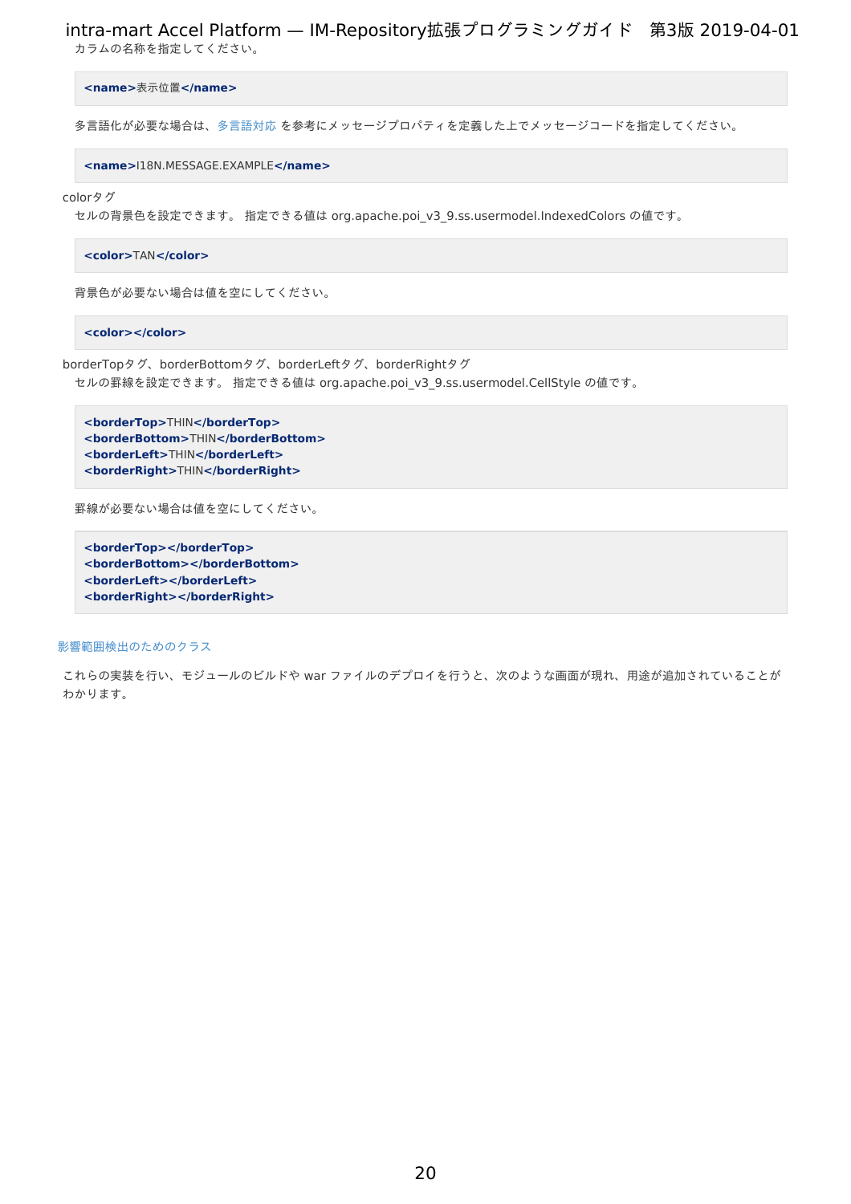カラムの名称を指定してください。

```
<name>表示位置</name>
```

多言語化が必要な場合は、多言語対応 を参考にメッセージプロパティを定義した上でメッセージコードを指定してください。

```
<name>I18N.MESSAGE.EXAMPLE</name>
```

colorタグ

セルの背景色を設定できます。 指定できる値は org.apache.poi_v3_9.ss.usermodel.IndexedColors の値です。

```
<color>TAN</color>
```

背景色が必要ない場合は値を空にしてください。

```
<color></color>
```

borderTopタグ、borderBottomタグ、borderLeftタグ、borderRightタグ

セルの罫線を設定できます。 指定できる値は org.apache.poi_v3_9.ss.usermodel.CellStyle の値です。

```
<borderTop>THIN</borderTop>
<borderBottom>THIN</borderBottom>
<borderLeft>THIN</borderLeft>
<borderRight>THIN</borderRight>
```

罫線が必要ない場合は値を空にしてください。

```
<borderTop></borderTop>
<borderBottom></borderBottom>
<borderLeft></borderLeft>
<borderRight></borderRight>
```

影響範囲検出のためのクラス

これらの実装を行い、モジュールのビルドや war ファイルのデプロイを行うと、次のような画面が現れ、用途が追加されていることがわかります。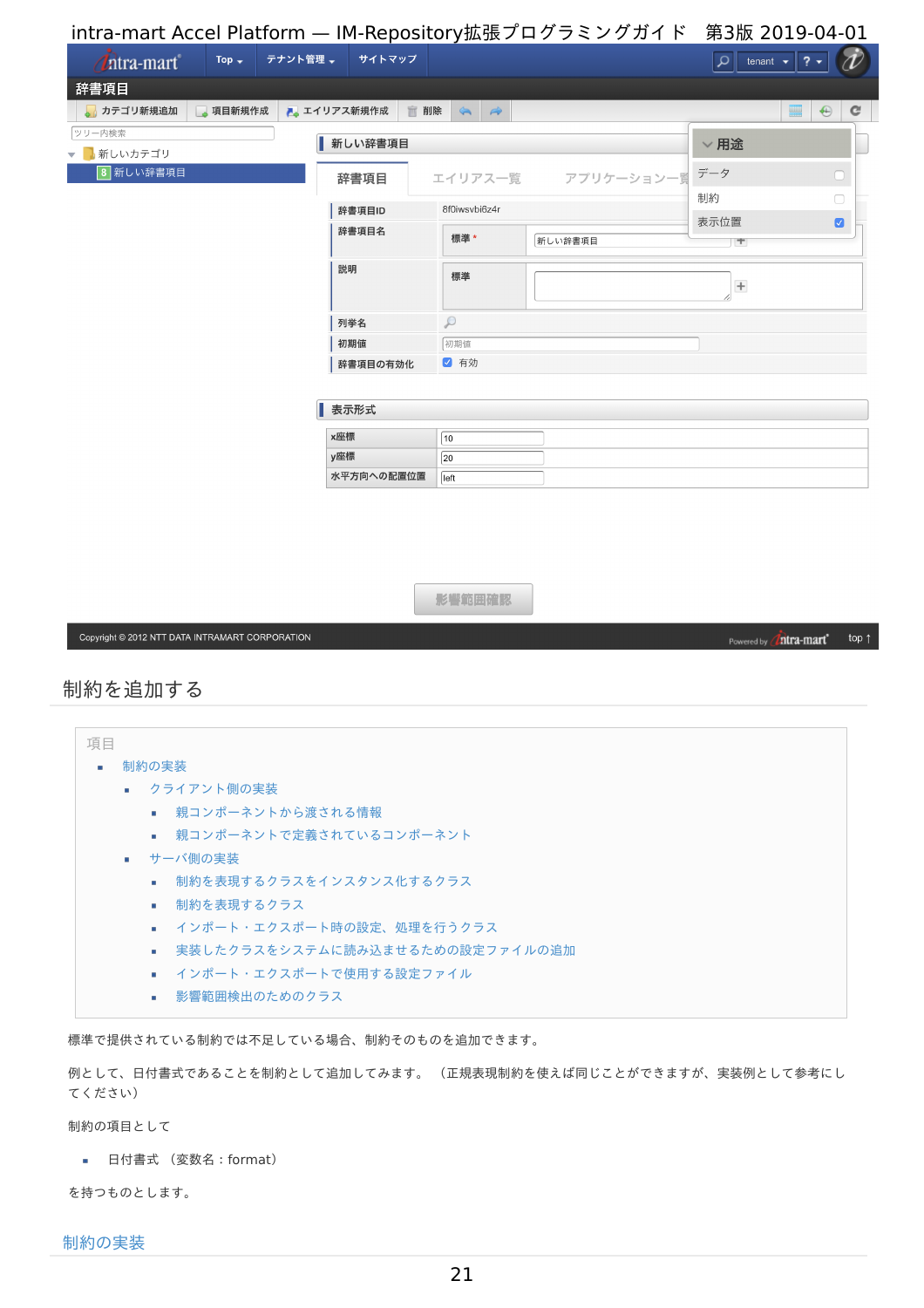## 制約を追加する

項目

- 制約の実装
  - クライアント側の実装
    - 親コンポーネントから渡される情報
    - 親コンポーネントで定義されているコンポーネント
  - サーバ側の実装
    - 制約を表現するクラスをインスタンス化するクラス
    - 制約を表現するクラス
    - インポート・エクスポート時の設定、処理を行うクラス
    - 実装したクラスをシステムに読み込ませるための設定ファイルの追加
    - インポート・エクスポートで使用する設定ファイル
    - 影響範囲検出のためのクラス

標準で提供されている制約では不足している場合、制約そのものを追加できます。

例として、日付書式であることを制約として追加してみます。 （正規表現制約を使えば同じことができますが、実装例として参考にしてください）

制約の項目として

- 日付書式 （変数名：format）

を持つものとします。

## 制約の実装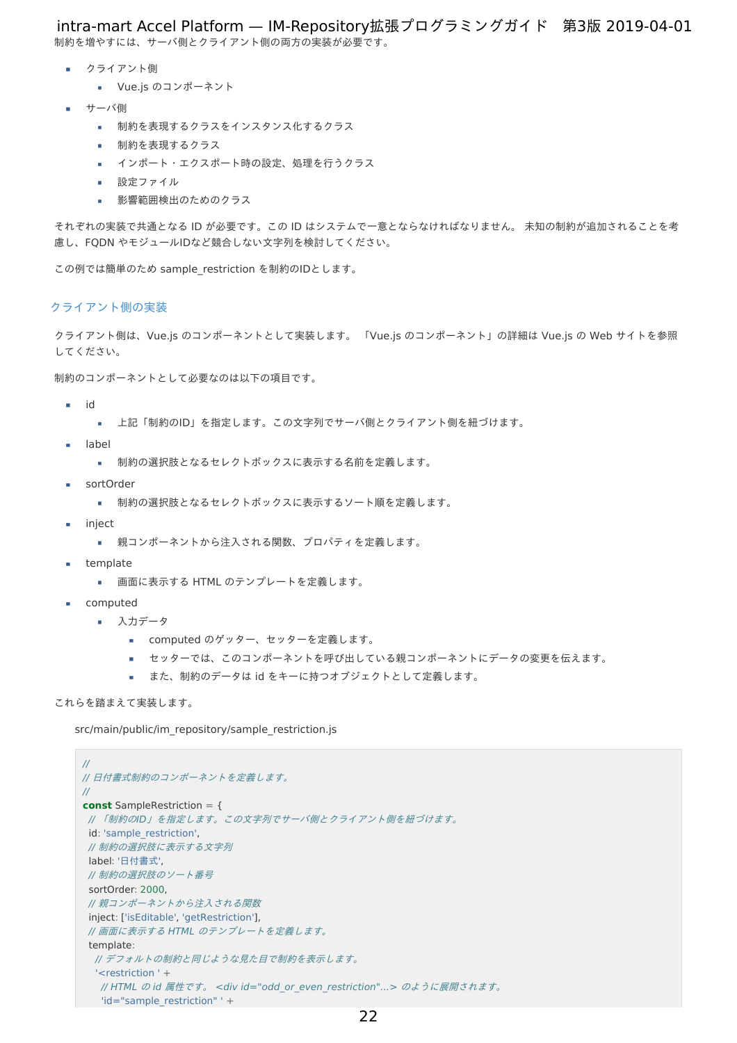制約を増やすには、サーバ側とクライアント側の両方の実装が必要です。

- クライアント側
  - Vue.js のコンポーネント
- サーバ側
  - 制約を表現するクラスをインスタンス化するクラス
  - 制約を表現するクラス
  - インポート・エクスポート時の設定、処理を行うクラス
  - 設定ファイル
  - 影響範囲検出のためのクラス

それぞれの実装で共通となる ID が必要です。この ID はシステムで一意とならなければなりません。 未知の制約が追加されることを考慮し、FQDN やモジュールIDなど競合しない文字列を検討してください。

この例では簡単のため sample_restriction を制約のIDとします。

### クライアント側の実装

クライアント側は、Vue.js のコンポーネントとして実装します。 「Vue.js のコンポーネント」の詳細は Vue.js の Web サイトを参照してください。

制約のコンポーネントとして必要なのは以下の項目です。

- id
  - 上記「制約のID」を指定します。この文字列でサーバ側とクライアント側を紐づけます。
- label
  - 制約の選択肢となるセレクトボックスに表示する名前を定義します。
- sortOrder
  - 制約の選択肢となるセレクトボックスに表示するソート順を定義します。
- inject
  - 親コンポーネントから注入される関数、プロパティを定義します。
- template
  - 画面に表示する HTML のテンプレートを定義します。
- computed
  - 入力データ
    - computed のゲッター、セッターを定義します。
    - セッターでは、このコンポーネントを呼び出している親コンポーネントにデータの変更を伝えます。
    - また、制約のデータは id をキーに持つオブジェクトとして定義します。

これらを踏まえて実装します。

src/main/public/im_repository/sample_restriction.js

```
//
// 日付書式制約のコンポーネントを定義します。
//
const SampleRestriction = {
  // 「制約のID」を指定します。この文字列でサーバ側とクライアント側を紐づけます。
  id: 'sample_restriction',
  // 制約の選択肢に表示する文字列
  label: '日付書式',
  // 制約の選択肢のソート番号
  sortOrder: 2000,
  // 親コンポーネントから注入される関数
  inject: ['isEditable', 'getRestriction'],
  // 画面に表示する HTML のテンプレートを定義します。
  template:
    // デフォルトの制約と同じような見た目で制約を表示します。
    '<restriction ' +
      // HTML の id 属性です。 <div id="odd_or_even_restriction"...> のように展開されます。
      'id="sample_restriction" ' +
```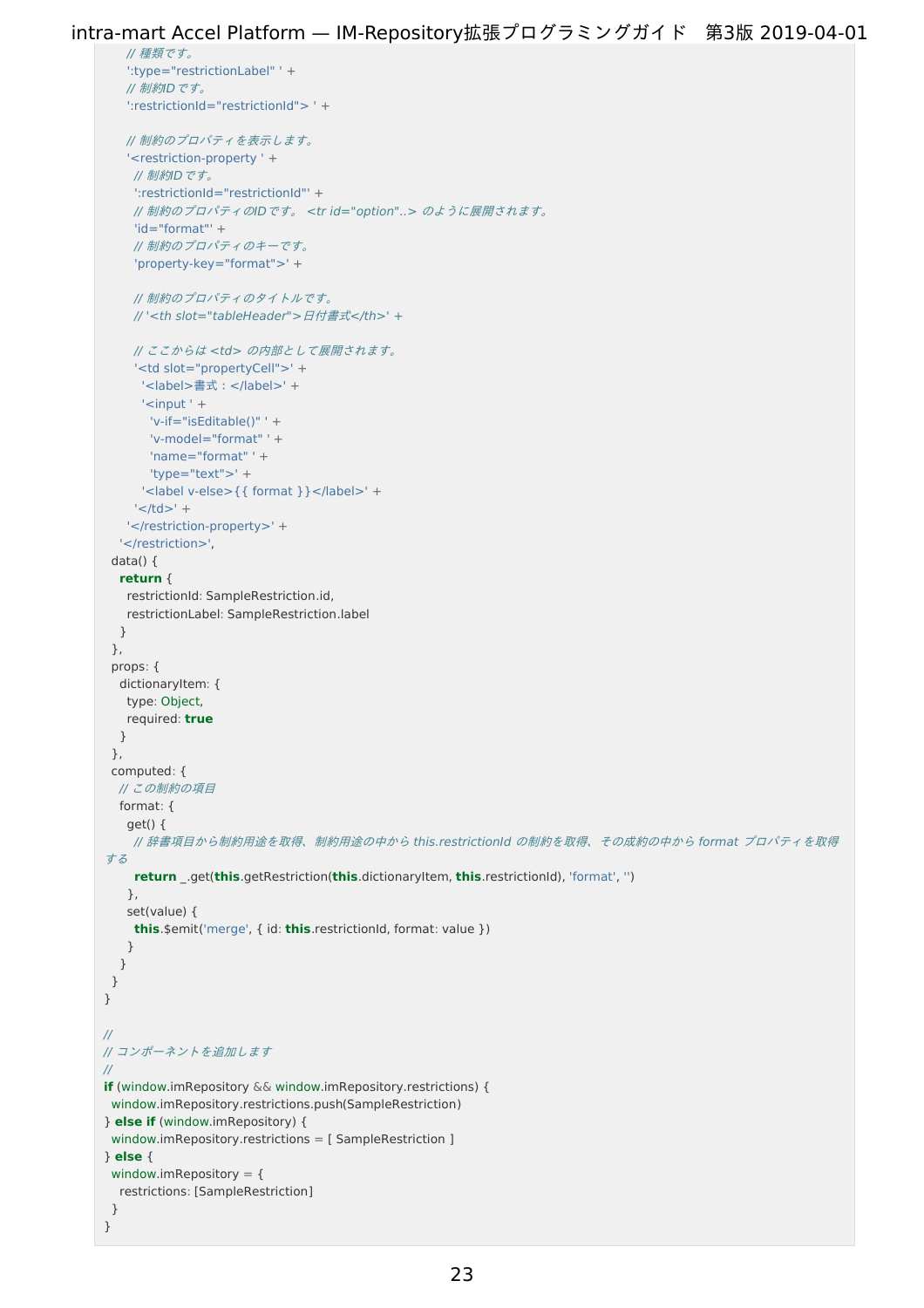```
      // 種類です。
      ':type="restrictionLabel" ' +
      // 制約IDです。
      ':restrictionId="restrictionId"> ' +

      // 制約のプロパティを表示します。
      '<restriction-property ' +
        // 制約IDです。
        ':restrictionId="restrictionId"' +
        // 制約のプロパティのIDです。 <tr id="option"..> のように展開されます。
        'id="format"' +
        // 制約のプロパティのキーです。
        'property-key="format">' +

        // 制約のプロパティのタイトルです。
        // '<th slot="tableHeader">日付書式</th>' +

        // ここからは <td> の内部として展開されます。
        '<td slot="propertyCell">' +
          '<label>書式：</label>' +
          '<input ' +
            'v-if="isEditable()" ' +
            'v-model="format" ' +
            'name="format" ' +
            'type="text">' +
          '<label v-else>{{ format }}</label>' +
        '</td>' +
      '</restriction-property>' +
    '</restriction>',
  data() {
    return {
      restrictionId: SampleRestriction.id,
      restrictionLabel: SampleRestriction.label
    }
  },
  props: {
    dictionaryItem: {
      type: Object,
      required: true
    }
  },
  computed: {
    // この制約の項目
    format: {
      get() {
        // 辞書項目から制約用途を取得、制約用途の中から this.restrictionId の制約を取得、その成約の中から format プロパティを取得する
        return _.get(this.getRestriction(this.dictionaryItem, this.restrictionId), 'format', '')
      },
      set(value) {
        this.$emit('merge', { id: this.restrictionId, format: value })
      }
    }
  }
}

//
// コンポーネントを追加します
//
if (window.imRepository && window.imRepository.restrictions) {
  window.imRepository.restrictions.push(SampleRestriction)
} else if (window.imRepository) {
  window.imRepository.restrictions = [ SampleRestriction ]
} else {
  window.imRepository = {
    restrictions: [SampleRestriction]
  }
}
```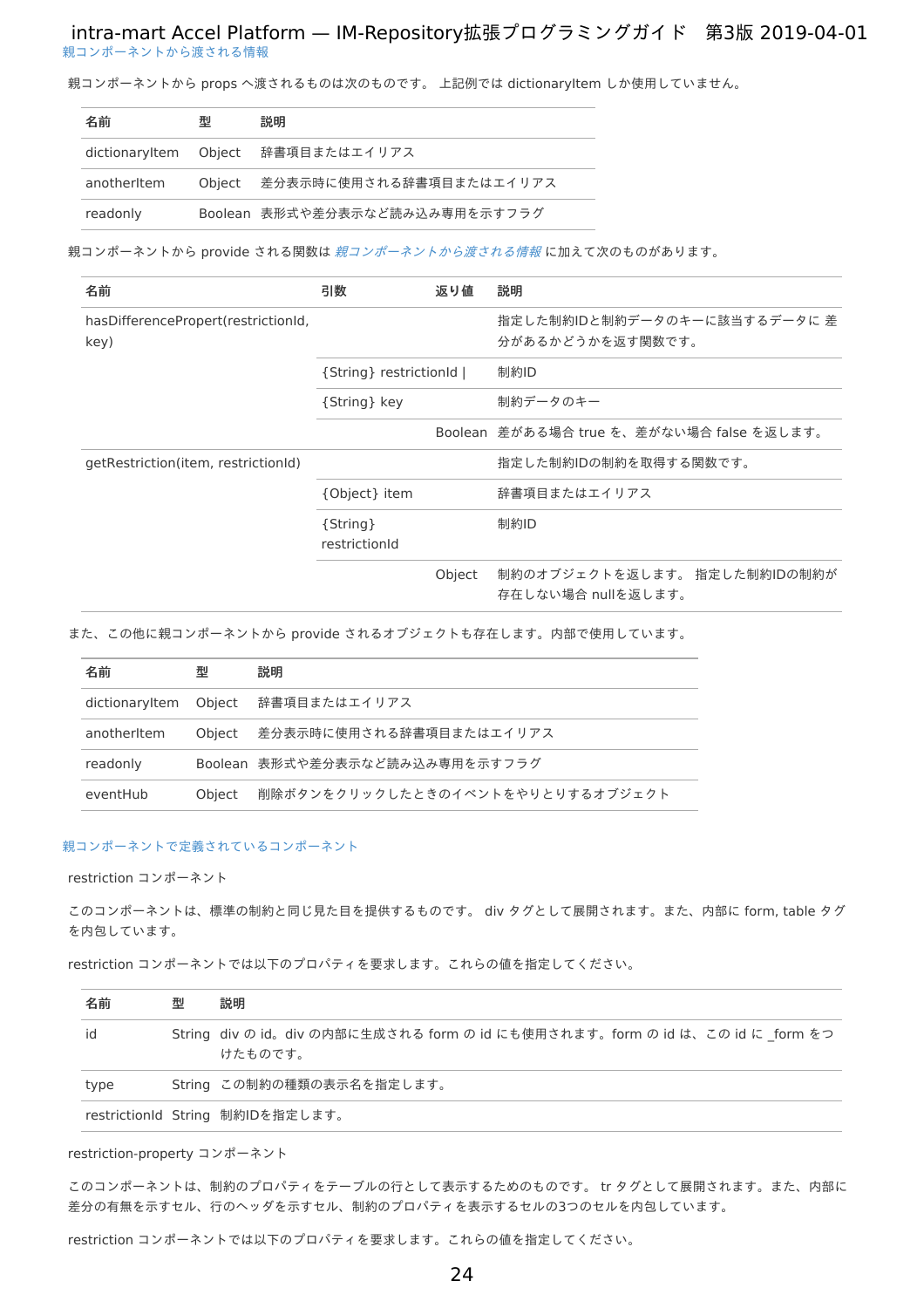### 親コンポーネントから渡される情報

親コンポーネントから props へ渡されるものは次のものです。 上記例では dictionaryItem しか使用していません。

| 名前 | 型 | 説明 |
| --- | --- | --- |
| dictionaryItem | Object | 辞書項目またはエイリアス |
| anotherItem | Object | 差分表示時に使用される辞書項目またはエイリアス |
| readonly | Boolean | 表形式や差分表示など読み込み専用を示すフラグ |

親コンポーネントから provide される関数は *親コンポーネントから渡される情報* に加えて次のものがあります。

| 名前 | 引数 | 返り値 | 説明 |
| --- | --- | --- | --- |
| hasDifferencePropert(restrictionId, key) | | | 指定した制約IDと制約データのキーに該当するデータに 差分があるかどうかを返す関数です。 |
| | {String} restrictionId \| | | 制約ID |
| | {String} key | | 制約データのキー |
| | | Boolean | 差がある場合 true を、差がない場合 false を返します。 |
| getRestriction(item, restrictionId) | | | 指定した制約IDの制約を取得する関数です。 |
| | {Object} item | | 辞書項目またはエイリアス |
| | {String} restrictionId | | 制約ID |
| | | Object | 制約のオブジェクトを返します。 指定した制約IDの制約が存在しない場合 nullを返します。 |

また、この他に親コンポーネントから provide されるオブジェクトも存在します。内部で使用しています。

| 名前 | 型 | 説明 |
| --- | --- | --- |
| dictionaryItem | Object | 辞書項目またはエイリアス |
| anotherItem | Object | 差分表示時に使用される辞書項目またはエイリアス |
| readonly | Boolean | 表形式や差分表示など読み込み専用を示すフラグ |
| eventHub | Object | 削除ボタンをクリックしたときのイベントをやりとりするオブジェクト |

### 親コンポーネントで定義されているコンポーネント

restriction コンポーネント

このコンポーネントは、標準の制約と同じ見た目を提供するものです。 div タグとして展開されます。また、内部に form, table タグを内包しています。

restriction コンポーネントでは以下のプロパティを要求します。これらの値を指定してください。

| 名前 | 型 | 説明 |
| --- | --- | --- |
| id | String | div の id。div の内部に生成される form の id にも使用されます。form の id は、この id に _form をつけたものです。 |
| type | String | この制約の種類の表示名を指定します。 |
| restrictionId | String | 制約IDを指定します。 |

restriction-property コンポーネント

このコンポーネントは、制約のプロパティをテーブルの行として表示するためのものです。 tr タグとして展開されます。また、内部に差分の有無を示すセル、行のヘッダを示すセル、制約のプロパティを表示するセルの3つのセルを内包しています。

restriction コンポーネントでは以下のプロパティを要求します。これらの値を指定してください。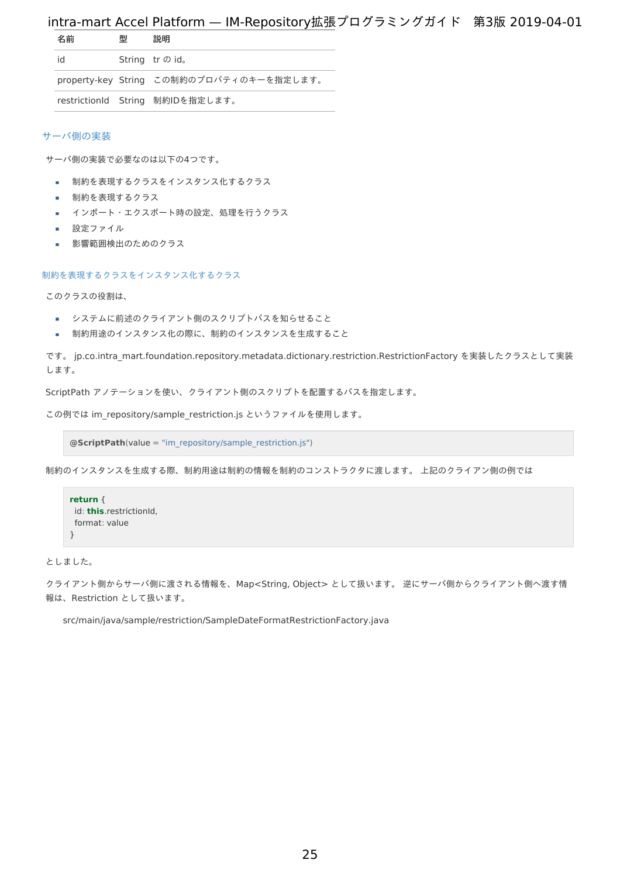| 名前 | 型 | 説明 |
| --- | --- | --- |
| id | String | tr の id。 |
| property-key | String | この制約のプロパティのキーを指定します。 |
| restrictionId | String | 制約IDを指定します。 |

## サーバ側の実装

サーバ側の実装で必要なのは以下の4つです。

- 制約を表現するクラスをインスタンス化するクラス
- 制約を表現するクラス
- インポート・エクスポート時の設定、処理を行うクラス
- 設定ファイル
- 影響範囲検出のためのクラス

### 制約を表現するクラスをインスタンス化するクラス

このクラスの役割は、

- システムに前述のクライアント側のスクリプトパスを知らせること
- 制約用途のインスタンス化の際に、制約のインスタンスを生成すること

です。 jp.co.intra_mart.foundation.repository.metadata.dictionary.restriction.RestrictionFactory を実装したクラスとして実装します。

ScriptPath アノテーションを使い、クライアント側のスクリプトを配置するパスを指定します。

この例では im_repository/sample_restriction.js というファイルを使用します。

```
@ScriptPath(value = "im_repository/sample_restriction.js")
```

制約のインスタンスを生成する際、制約用途は制約の情報を制約のコンストラクタに渡します。 上記のクライアン側の例では

```
return {
  id: this.restrictionId,
  format: value
}
```

としました。

クライアント側からサーバ側に渡される情報を、Map<String, Object> として扱います。 逆にサーバ側からクライアント側へ渡す情報は、Restriction として扱います。

src/main/java/sample/restriction/SampleDateFormatRestrictionFactory.java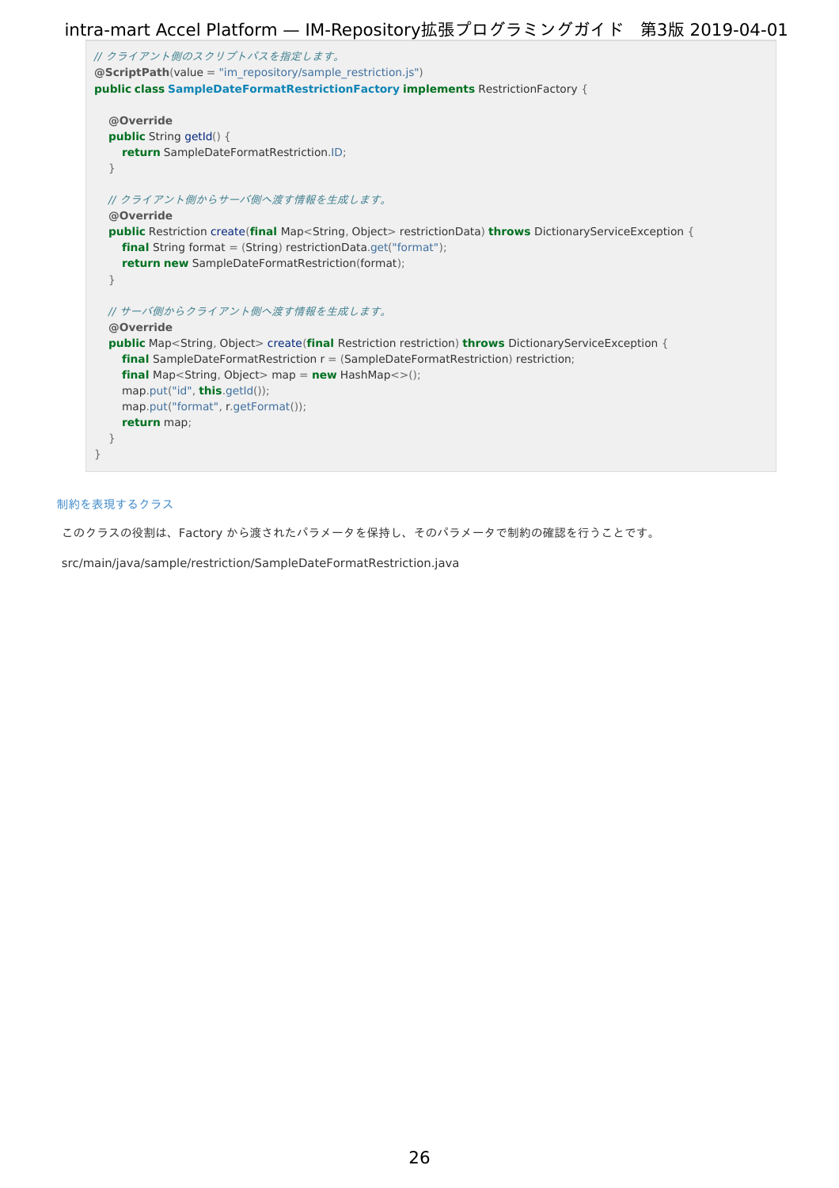```java
// クライアント側のスクリプトパスを指定します。
@ScriptPath(value = "im_repository/sample_restriction.js")
public class SampleDateFormatRestrictionFactory implements RestrictionFactory {

    @Override
    public String getId() {
        return SampleDateFormatRestriction.ID;
    }

    // クライアント側からサーバ側へ渡す情報を生成します。
    @Override
    public Restriction create(final Map<String, Object> restrictionData) throws DictionaryServiceException {
        final String format = (String) restrictionData.get("format");
        return new SampleDateFormatRestriction(format);
    }

    // サーバ側からクライアント側へ渡す情報を生成します。
    @Override
    public Map<String, Object> create(final Restriction restriction) throws DictionaryServiceException {
        final SampleDateFormatRestriction r = (SampleDateFormatRestriction) restriction;
        final Map<String, Object> map = new HashMap<>();
        map.put("id", this.getId());
        map.put("format", r.getFormat());
        return map;
    }
}
```

#### 制約を表現するクラス

このクラスの役割は、Factory から渡されたパラメータを保持し、そのパラメータで制約の確認を行うことです。

src/main/java/sample/restriction/SampleDateFormatRestriction.java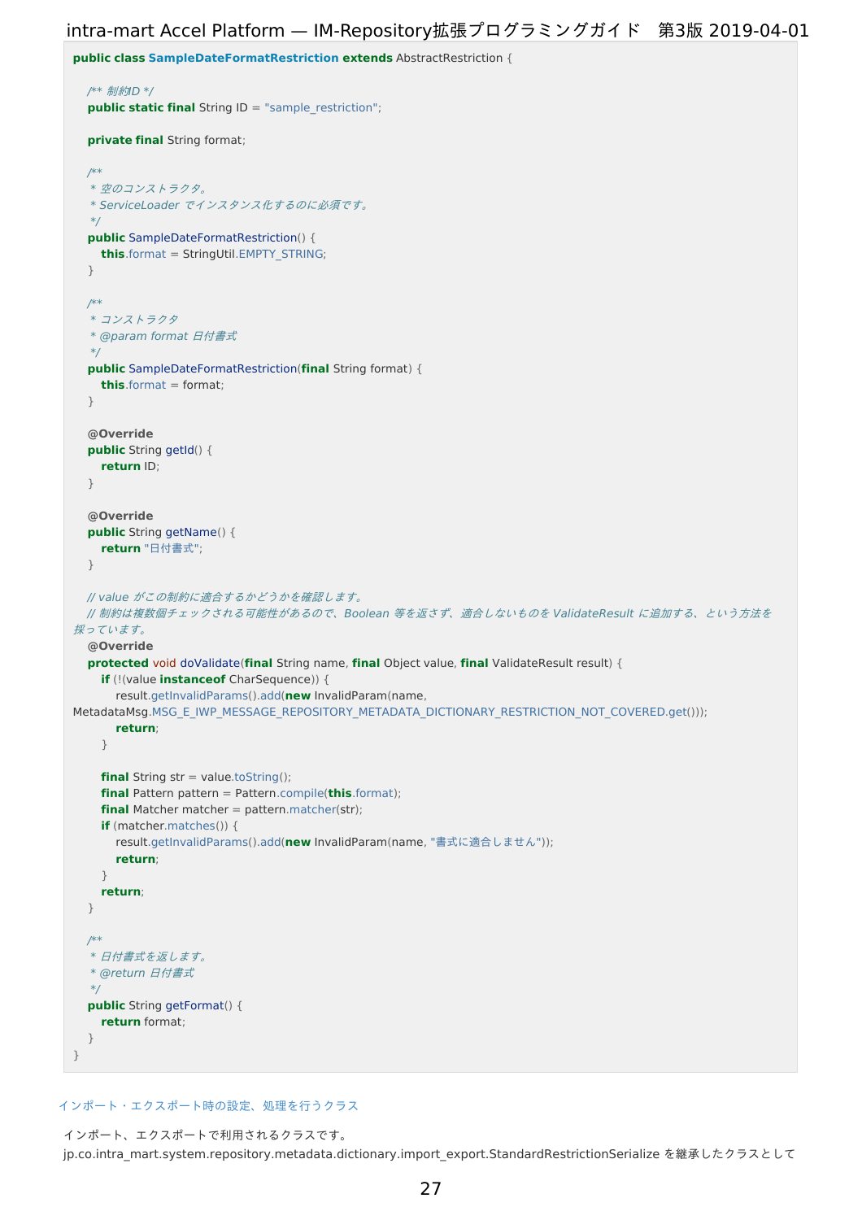```java
public class SampleDateFormatRestriction extends AbstractRestriction {

    /** 制約ID */
    public static final String ID = "sample_restriction";

    private final String format;

    /**
     * 空のコンストラクタ。
     * ServiceLoader でインスタンス化するのに必須です。
     */
    public SampleDateFormatRestriction() {
        this.format = StringUtil.EMPTY_STRING;
    }

    /**
     * コンストラクタ
     * @param format 日付書式
     */
    public SampleDateFormatRestriction(final String format) {
        this.format = format;
    }

    @Override
    public String getId() {
        return ID;
    }

    @Override
    public String getName() {
        return "日付書式";
    }

    // value がこの制約に適合するかどうかを確認します。
    // 制約は複数個チェックされる可能性があるので、Boolean 等を返さず、適合しないものを ValidateResult に追加する、という方法を
採っています。
    @Override
    protected void doValidate(final String name, final Object value, final ValidateResult result) {
        if (!(value instanceof CharSequence)) {
            result.getInvalidParams().add(new InvalidParam(name,
MetadataMsg.MSG_E_IWP_MESSAGE_REPOSITORY_METADATA_DICTIONARY_RESTRICTION_NOT_COVERED.get()));
            return;
        }

        final String str = value.toString();
        final Pattern pattern = Pattern.compile(this.format);
        final Matcher matcher = pattern.matcher(str);
        if (matcher.matches()) {
            result.getInvalidParams().add(new InvalidParam(name, "書式に適合しません"));
            return;
        }
        return;
    }

    /**
     * 日付書式を返します。
     * @return 日付書式
     */
    public String getFormat() {
        return format;
    }
}
```

インポート・エクスポート時の設定、処理を行うクラス

インポート、エクスポートで利用されるクラスです。
jp.co.intra_mart.system.repository.metadata.dictionary.import_export.StandardRestrictionSerialize を継承したクラスとして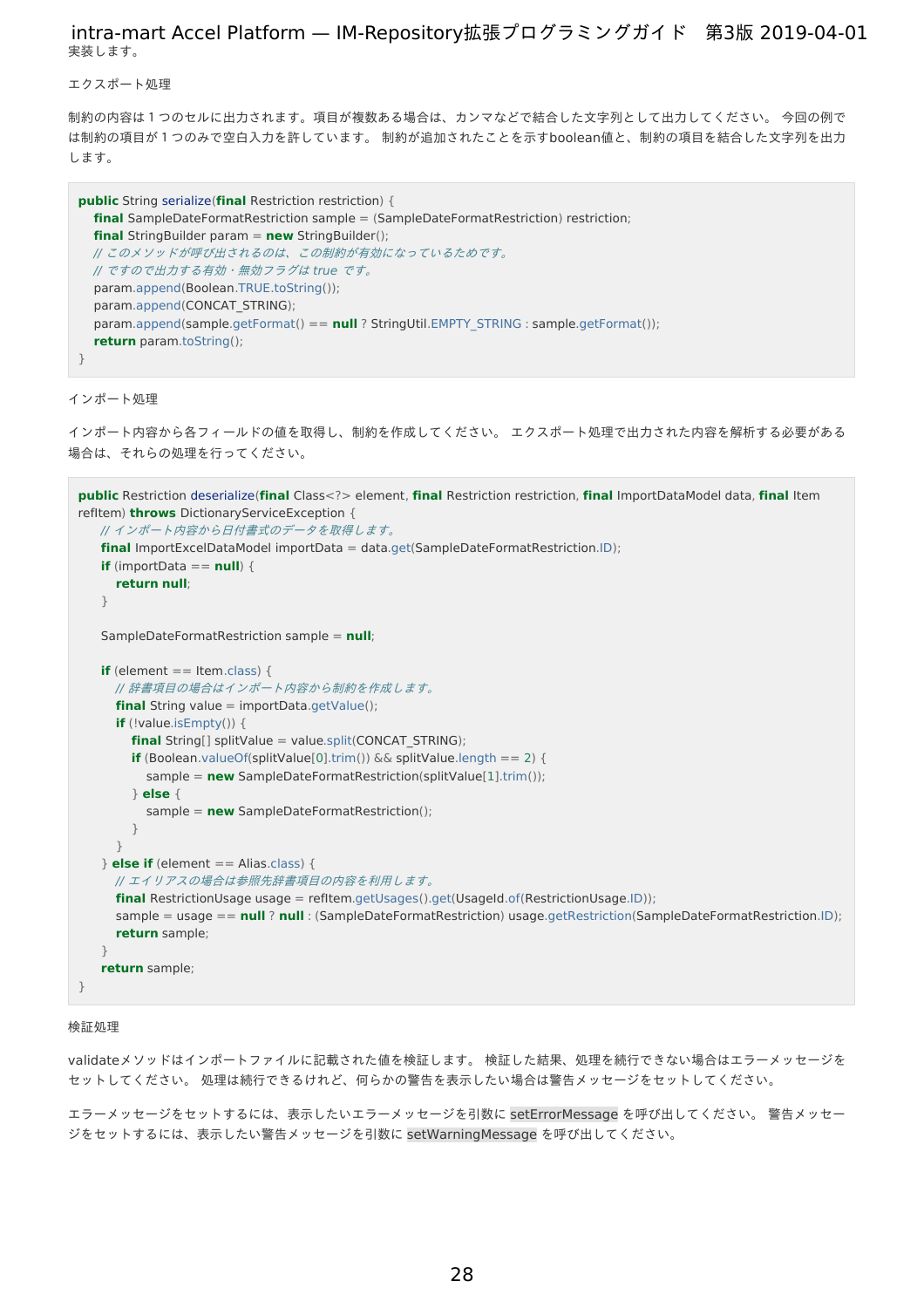実装します。

エクスポート処理

制約の内容は１つのセルに出力されます。項目が複数ある場合は、カンマなどで結合した文字列として出力してください。 今回の例では制約の項目が１つのみで空白入力を許しています。 制約が追加されたことを示すboolean値と、制約の項目を結合した文字列を出力します。

```
public String serialize(final Restriction restriction) {
    final SampleDateFormatRestriction sample = (SampleDateFormatRestriction) restriction;
    final StringBuilder param = new StringBuilder();
    // このメソッドが呼び出されるのは、この制約が有効になっているためです。
    // ですので出力する有効・無効フラグは true です。
    param.append(Boolean.TRUE.toString());
    param.append(CONCAT_STRING);
    param.append(sample.getFormat() == null ? StringUtil.EMPTY_STRING : sample.getFormat());
    return param.toString();
}
```

インポート処理

インポート内容から各フィールドの値を取得し、制約を作成してください。 エクスポート処理で出力された内容を解析する必要がある場合は、それらの処理を行ってください。

```
public Restriction deserialize(final Class<?> element, final Restriction restriction, final ImportDataModel data, final Item refItem) throws DictionaryServiceException {
    // インポート内容から日付書式のデータを取得します。
    final ImportExcelDataModel importData = data.get(SampleDateFormatRestriction.ID);
    if (importData == null) {
        return null;
    }

    SampleDateFormatRestriction sample = null;

    if (element == Item.class) {
        // 辞書項目の場合はインポート内容から制約を作成します。
        final String value = importData.getValue();
        if (!value.isEmpty()) {
            final String[] splitValue = value.split(CONCAT_STRING);
            if (Boolean.valueOf(splitValue[0].trim()) && splitValue.length == 2) {
                sample = new SampleDateFormatRestriction(splitValue[1].trim());
            } else {
                sample = new SampleDateFormatRestriction();
            }
        }
    } else if (element == Alias.class) {
        // エイリアスの場合は参照先辞書項目の内容を利用します。
        final RestrictionUsage usage = refItem.getUsages().get(UsageId.of(RestrictionUsage.ID));
        sample = usage == null ? null : (SampleDateFormatRestriction) usage.getRestriction(SampleDateFormatRestriction.ID);
        return sample;
    }
    return sample;
}
```

検証処理

validateメソッドはインポートファイルに記載された値を検証します。 検証した結果、処理を続行できない場合はエラーメッセージをセットしてください。 処理は続行できるけれど、何らかの警告を表示したい場合は警告メッセージをセットしてください。

エラーメッセージをセットするには、表示したいエラーメッセージを引数に `setErrorMessage` を呼び出してください。 警告メッセージをセットするには、表示したい警告メッセージを引数に `setWarningMessage` を呼び出してください。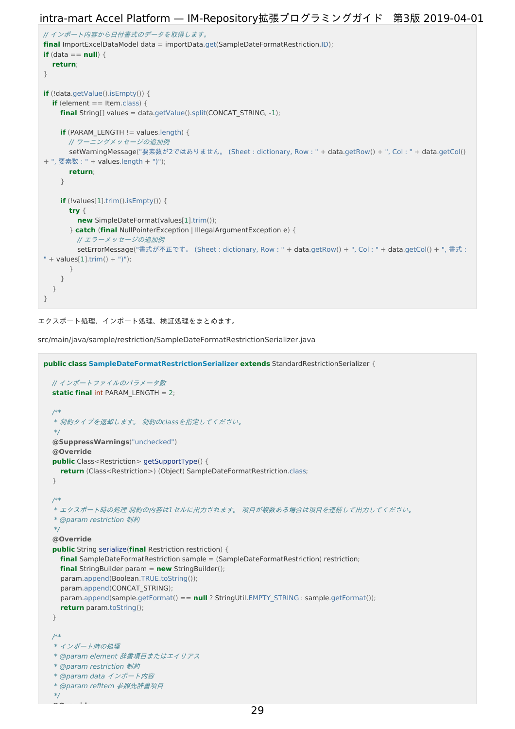```java
// インポート内容から日付書式のデータを取得します。
final ImportExcelDataModel data = importData.get(SampleDateFormatRestriction.ID);
if (data == null) {
    return;
}

if (!data.getValue().isEmpty()) {
    if (element == Item.class) {
        final String[] values = data.getValue().split(CONCAT_STRING, -1);

        if (PARAM_LENGTH != values.length) {
            // ワーニングメッセージの追加例
            setWarningMessage("要素数が2ではありません。 (Sheet : dictionary, Row : " + data.getRow() + ", Col : " + data.getCol()
+ ", 要素数 : " + values.length + ")");
            return;
        }

        if (!values[1].trim().isEmpty()) {
            try {
                new SimpleDateFormat(values[1].trim());
            } catch (final NullPointerException | IllegalArgumentException e) {
                // エラーメッセージの追加例
                setErrorMessage("書式が不正です。 (Sheet : dictionary, Row : " + data.getRow() + ", Col : " + data.getCol() + ", 書式 :
" + values[1].trim() + ")");
            }
        }
    }
}
```

エクスポート処理、インポート処理、検証処理をまとめます。

src/main/java/sample/restriction/SampleDateFormatRestrictionSerializer.java

```java
public class SampleDateFormatRestrictionSerializer extends StandardRestrictionSerializer {

    // インポートファイルのパラメータ数
    static final int PARAM_LENGTH = 2;

    /**
     * 制約タイプを返却します。 制約のclassを指定してください。
     */
    @SuppressWarnings("unchecked")
    @Override
    public Class<Restriction> getSupportType() {
        return (Class<Restriction>) (Object) SampleDateFormatRestriction.class;
    }

    /**
     * エクスポート時の処理 制約の内容は1セルに出力されます。 項目が複数ある場合は項目を連結して出力してください。
     * @param restriction 制約
     */
    @Override
    public String serialize(final Restriction restriction) {
        final SampleDateFormatRestriction sample = (SampleDateFormatRestriction) restriction;
        final StringBuilder param = new StringBuilder();
        param.append(Boolean.TRUE.toString());
        param.append(CONCAT_STRING);
        param.append(sample.getFormat() == null ? StringUtil.EMPTY_STRING : sample.getFormat());
        return param.toString();
    }

    /**
     * インポート時の処理
     * @param element 辞書項目またはエイリアス
     * @param restriction 制約
     * @param data インポート内容
     * @param refItem 参照先辞書項目
     */
```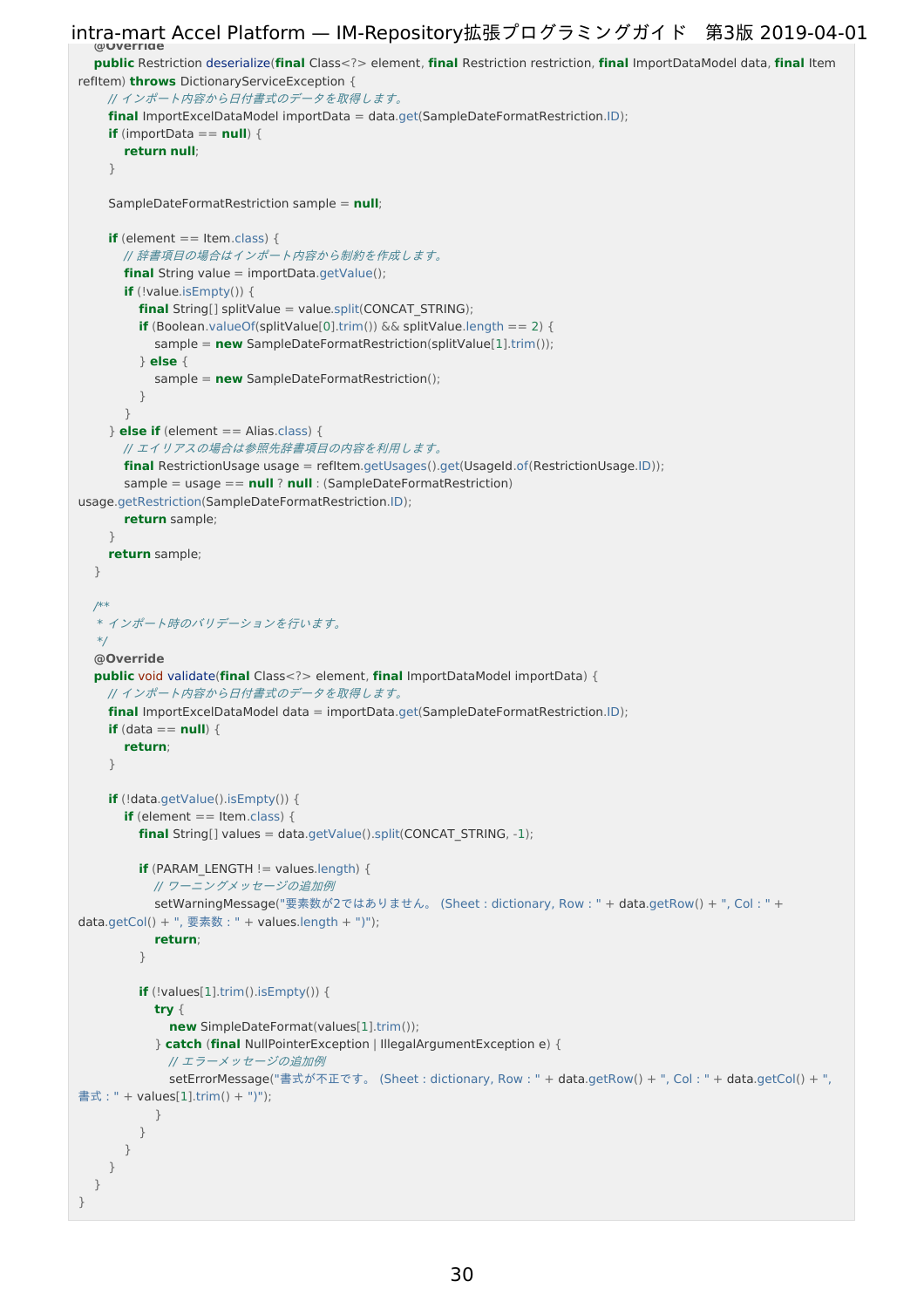```java
    @Override
    public Restriction deserialize(final Class<?> element, final Restriction restriction, final ImportDataModel data, final Item refItem) throws DictionaryServiceException {
        // インポート内容から日付書式のデータを取得します。
        final ImportExcelDataModel importData = data.get(SampleDateFormatRestriction.ID);
        if (importData == null) {
            return null;
        }

        SampleDateFormatRestriction sample = null;

        if (element == Item.class) {
            // 辞書項目の場合はインポート内容から制約を作成します。
            final String value = importData.getValue();
            if (!value.isEmpty()) {
                final String[] splitValue = value.split(CONCAT_STRING);
                if (Boolean.valueOf(splitValue[0].trim()) && splitValue.length == 2) {
                    sample = new SampleDateFormatRestriction(splitValue[1].trim());
                } else {
                    sample = new SampleDateFormatRestriction();
                }
            }
        } else if (element == Alias.class) {
            // エイリアスの場合は参照先辞書項目の内容を利用します。
            final RestrictionUsage usage = refItem.getUsages().get(UsageId.of(RestrictionUsage.ID));
            sample = usage == null ? null : (SampleDateFormatRestriction) usage.getRestriction(SampleDateFormatRestriction.ID);
            return sample;
        }
        return sample;
    }

    /**
     * インポート時のバリデーションを行います。
     */
    @Override
    public void validate(final Class<?> element, final ImportDataModel importData) {
        // インポート内容から日付書式のデータを取得します。
        final ImportExcelDataModel data = importData.get(SampleDateFormatRestriction.ID);
        if (data == null) {
            return;
        }

        if (!data.getValue().isEmpty()) {
            if (element == Item.class) {
                final String[] values = data.getValue().split(CONCAT_STRING, -1);

                if (PARAM_LENGTH != values.length) {
                    // ワーニングメッセージの追加例
                    setWarningMessage("要素数が2ではありません。 (Sheet : dictionary, Row : " + data.getRow() + ", Col : " + data.getCol() + ", 要素数 : " + values.length + ")");
                    return;
                }

                if (!values[1].trim().isEmpty()) {
                    try {
                        new SimpleDateFormat(values[1].trim());
                    } catch (final NullPointerException | IllegalArgumentException e) {
                        // エラーメッセージの追加例
                        setErrorMessage("書式が不正です。 (Sheet : dictionary, Row : " + data.getRow() + ", Col : " + data.getCol() + ", 書式 : " + values[1].trim() + ")");
                    }
                }
            }
        }
    }
}
```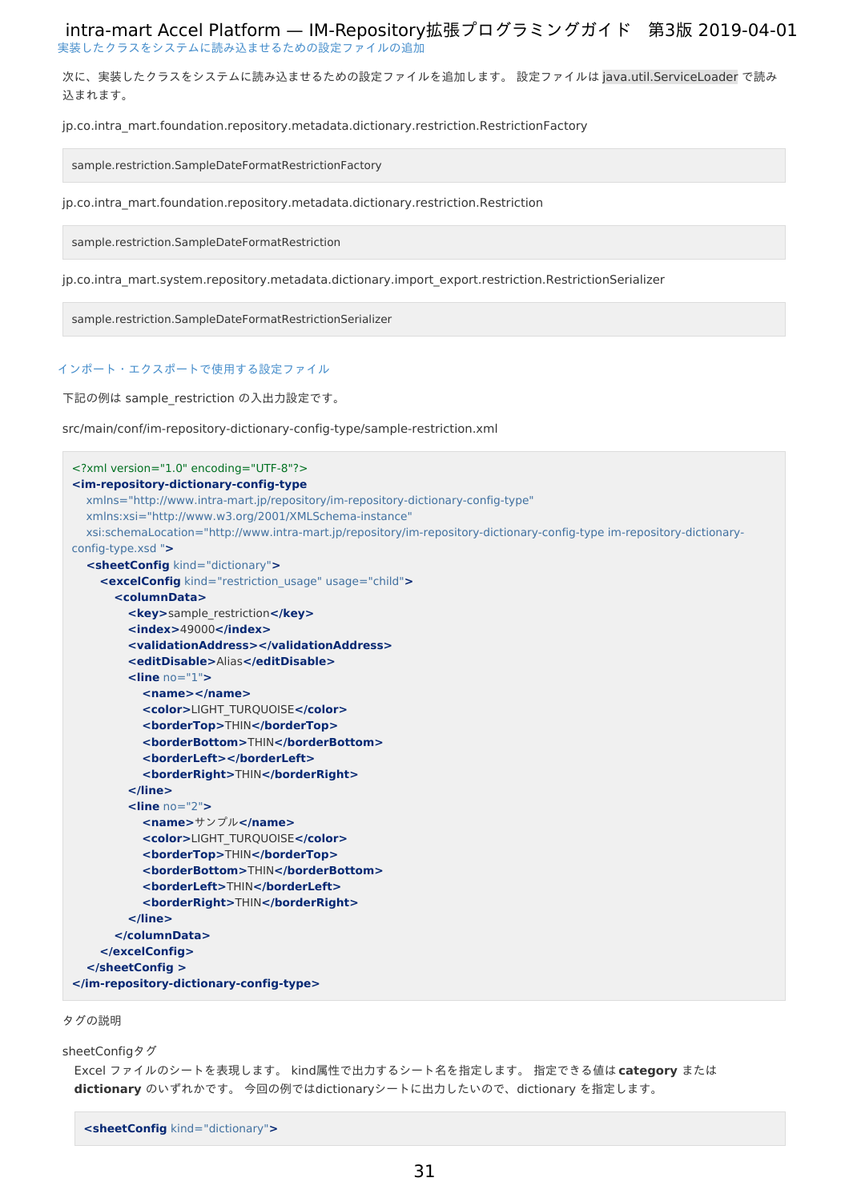### 実装したクラスをシステムに読み込ませるための設定ファイルの追加

次に、実装したクラスをシステムに読み込ませるための設定ファイルを追加します。 設定ファイルは `java.util.ServiceLoader` で読み込まれます。

jp.co.intra_mart.foundation.repository.metadata.dictionary.restriction.RestrictionFactory

```
sample.restriction.SampleDateFormatRestrictionFactory
```

jp.co.intra_mart.foundation.repository.metadata.dictionary.restriction.Restriction

```
sample.restriction.SampleDateFormatRestriction
```

jp.co.intra_mart.system.repository.metadata.dictionary.import_export.restriction.RestrictionSerializer

```
sample.restriction.SampleDateFormatRestrictionSerializer
```

### インポート・エクスポートで使用する設定ファイル

下記の例は sample_restriction の入出力設定です。

src/main/conf/im-repository-dictionary-config-type/sample-restriction.xml

```xml
<?xml version="1.0" encoding="UTF-8"?>
<im-repository-dictionary-config-type
  xmlns="http://www.intra-mart.jp/repository/im-repository-dictionary-config-type"
  xmlns:xsi="http://www.w3.org/2001/XMLSchema-instance"
  xsi:schemaLocation="http://www.intra-mart.jp/repository/im-repository-dictionary-config-type im-repository-dictionary-config-type.xsd ">
  <sheetConfig kind="dictionary">
    <excelConfig kind="restriction_usage" usage="child">
      <columnData>
        <key>sample_restriction</key>
        <index>49000</index>
        <validationAddress></validationAddress>
        <editDisable>Alias</editDisable>
        <line no="1">
          <name></name>
          <color>LIGHT_TURQUOISE</color>
          <borderTop>THIN</borderTop>
          <borderBottom>THIN</borderBottom>
          <borderLeft></borderLeft>
          <borderRight>THIN</borderRight>
        </line>
        <line no="2">
          <name>サンプル</name>
          <color>LIGHT_TURQUOISE</color>
          <borderTop>THIN</borderTop>
          <borderBottom>THIN</borderBottom>
          <borderLeft>THIN</borderLeft>
          <borderRight>THIN</borderRight>
        </line>
      </columnData>
    </excelConfig>
  </sheetConfig >
</im-repository-dictionary-config-type>
```

タグの説明

sheetConfigタグ

Excel ファイルのシートを表現します。 kind属性で出力するシート名を指定します。 指定できる値は **category** または **dictionary** のいずれかです。 今回の例ではdictionaryシートに出力したいので、dictionary を指定します。

```xml
<sheetConfig kind="dictionary">
```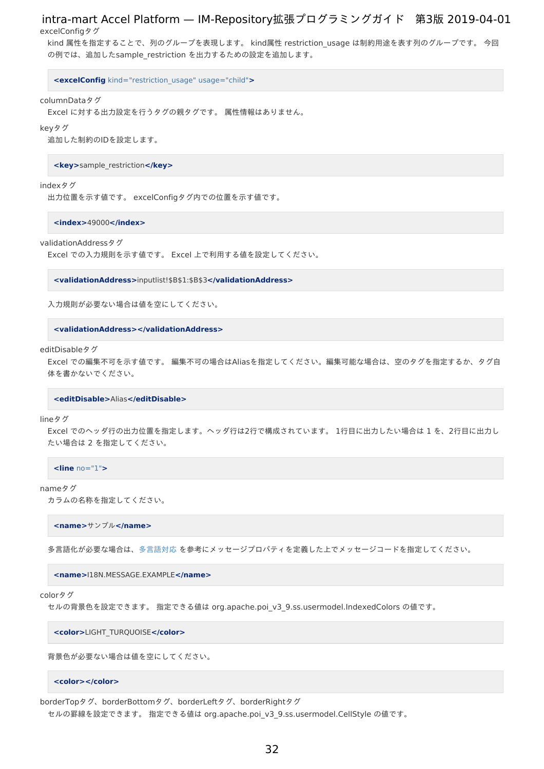excelConfigタグ

kind 属性を指定することで、列のグループを表現します。 kind属性 restriction_usage は制約用途を表す列のグループです。 今回の例では、追加したsample_restriction を出力するための設定を追加します。

```
<excelConfig kind="restriction_usage" usage="child">
```

columnDataタグ

Excel に対する出力設定を行うタグの親タグです。 属性情報はありません。

keyタグ

追加した制約のIDを設定します。

```
<key>sample_restriction</key>
```

indexタグ

出力位置を示す値です。 excelConfigタグ内での位置を示す値です。

```
<index>49000</index>
```

validationAddressタグ

Excel での入力規則を示す値です。 Excel 上で利用する値を設定してください。

```
<validationAddress>inputlist!$B$1:$B$3</validationAddress>
```

入力規則が必要ない場合は値を空にしてください。

```
<validationAddress></validationAddress>
```

editDisableタグ

Excel での編集不可を示す値です。 編集不可の場合はAliasを指定してください。編集可能な場合は、空のタグを指定するか、タグ自体を書かないでください。

```
<editDisable>Alias</editDisable>
```

lineタグ

Excel でのヘッダ行の出力位置を指定します。ヘッダ行は2行で構成されています。 1行目に出力したい場合は 1 を、2行目に出力したい場合は 2 を指定してください。

```
<line no="1">
```

nameタグ

カラムの名称を指定してください。

```
<name>サンプル</name>
```

多言語化が必要な場合は、多言語対応 を参考にメッセージプロパティを定義した上でメッセージコードを指定してください。

```
<name>I18N.MESSAGE.EXAMPLE</name>
```

colorタグ

セルの背景色を設定できます。 指定できる値は org.apache.poi_v3_9.ss.usermodel.IndexedColors の値です。

```
<color>LIGHT_TURQUOISE</color>
```

背景色が必要ない場合は値を空にしてください。

```
<color></color>
```

borderTopタグ、borderBottomタグ、borderLeftタグ、borderRightタグ

セルの罫線を設定できます。 指定できる値は org.apache.poi_v3_9.ss.usermodel.CellStyle の値です。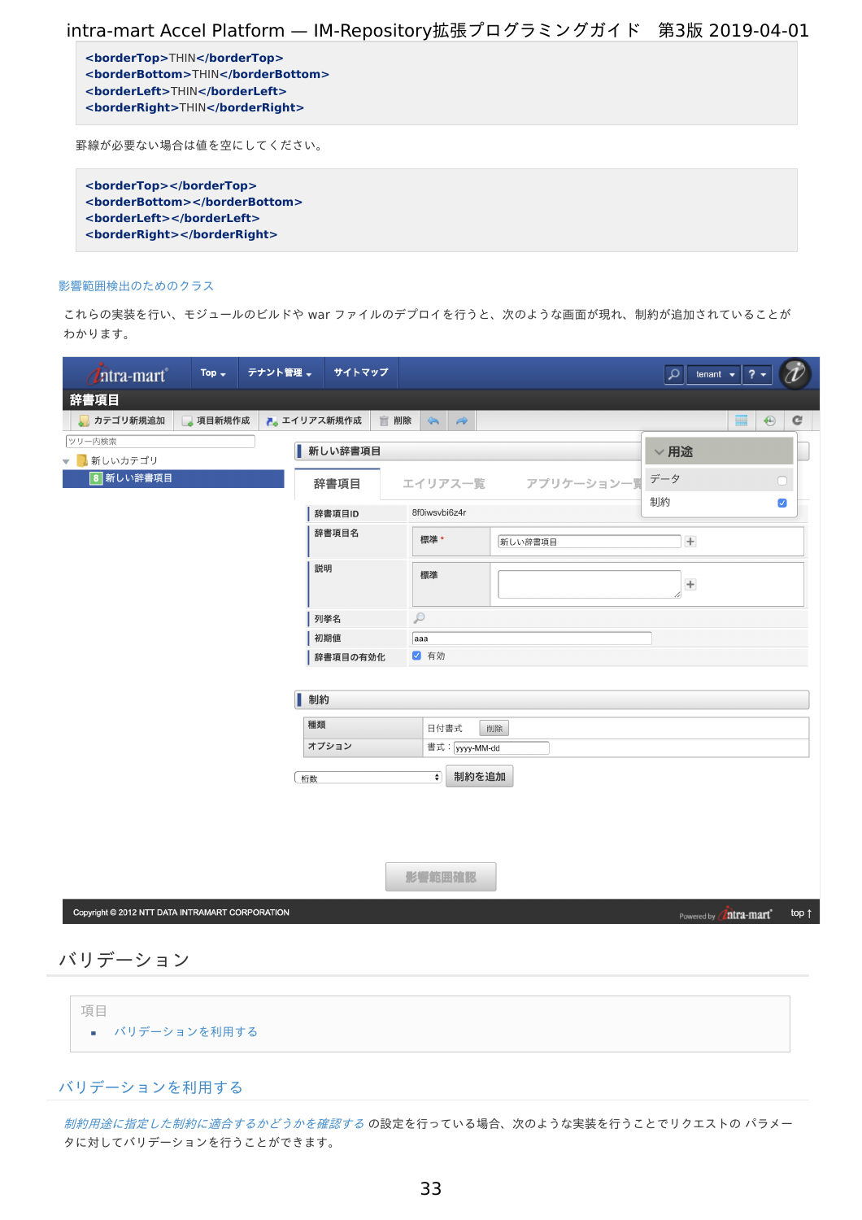```
<borderTop>THIN</borderTop>
<borderBottom>THIN</borderBottom>
<borderLeft>THIN</borderLeft>
<borderRight>THIN</borderRight>
```

罫線が必要ない場合は値を空にしてください。

```
<borderTop></borderTop>
<borderBottom></borderBottom>
<borderLeft></borderLeft>
<borderRight></borderRight>
```

影響範囲検出のためのクラス

これらの実装を行い、モジュールのビルドや war ファイルのデプロイを行うと、次のような画面が現れ、制約が追加されていることがわかります。

## バリデーション

項目

- バリデーションを利用する

### バリデーションを利用する

*制約用途に指定した制約に適合するかどうかを確認する* の設定を行っている場合、次のような実装を行うことでリクエストの パラメータに対してバリデーションを行うことができます。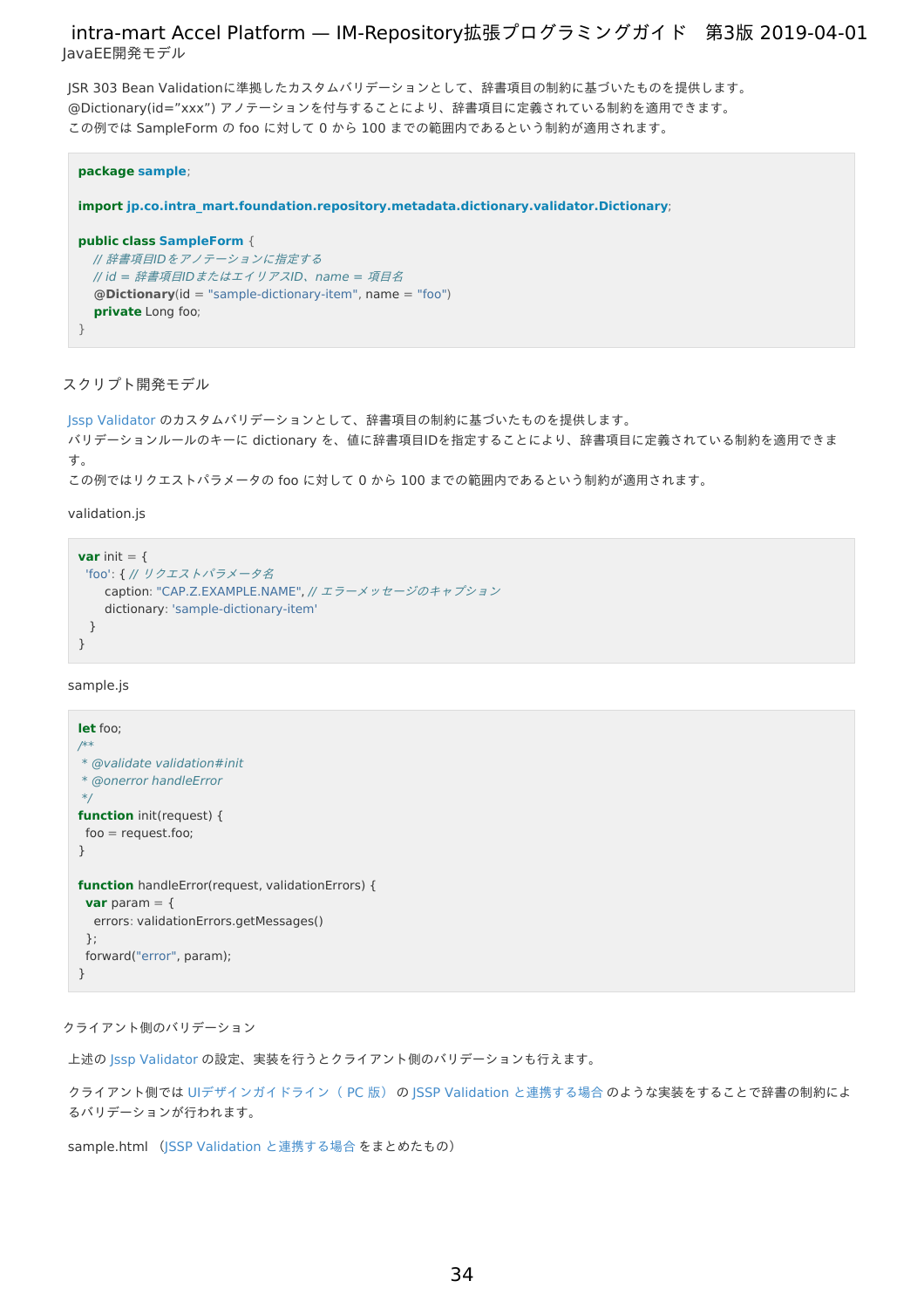JavaEE開発モデル

JSR 303 Bean Validationに準拠したカスタムバリデーションとして、辞書項目の制約に基づいたものを提供します。
@Dictionary(id=”xxx”) アノテーションを付与することにより、辞書項目に定義されている制約を適用できます。
この例では SampleForm の foo に対して 0 から 100 までの範囲内であるという制約が適用されます。

```
package sample;

import jp.co.intra_mart.foundation.repository.metadata.dictionary.validator.Dictionary;

public class SampleForm {
    // 辞書項目IDをアノテーションに指定する
    // id = 辞書項目IDまたはエイリアスID、name = 項目名
    @Dictionary(id = "sample-dictionary-item", name = "foo")
    private Long foo;
}
```

スクリプト開発モデル

Jssp Validator のカスタムバリデーションとして、辞書項目の制約に基づいたものを提供します。
バリデーションルールのキーに dictionary を、値に辞書項目IDを指定することにより、辞書項目に定義されている制約を適用できます。
この例ではリクエストパラメータの foo に対して 0 から 100 までの範囲内であるという制約が適用されます。

validation.js

```
var init = {
  'foo': { // リクエストパラメータ名
      caption: "CAP.Z.EXAMPLE.NAME", // エラーメッセージのキャプション
      dictionary: 'sample-dictionary-item'
  }
}
```

sample.js

```
let foo;
/**
 * @validate validation#init
 * @onerror handleError
 */
function init(request) {
  foo = request.foo;
}

function handleError(request, validationErrors) {
  var param = {
    errors: validationErrors.getMessages()
  };
  forward("error", param);
}
```

クライアント側のバリデーション

上述の Jssp Validator の設定、実装を行うとクライアント側のバリデーションも行えます。

クライアント側では UIデザインガイドライン（ PC 版） の JSSP Validation と連携する場合 のような実装をすることで辞書の制約によるバリデーションが行われます。

sample.html （JSSP Validation と連携する場合 をまとめたもの）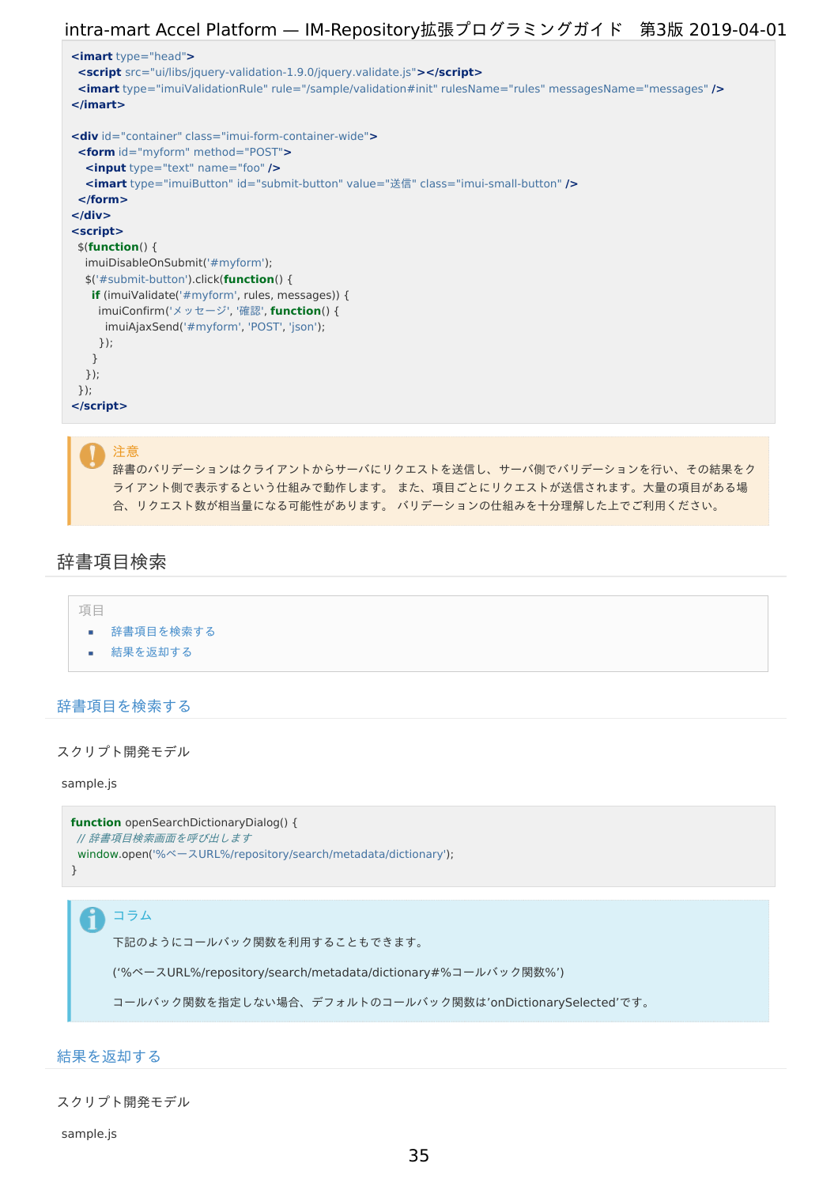```
<imart type="head">
  <script src="ui/libs/jquery-validation-1.9.0/jquery.validate.js"></script>
  <imart type="imuiValidationRule" rule="/sample/validation#init" rulesName="rules" messagesName="messages" />
</imart>

<div id="container" class="imui-form-container-wide">
  <form id="myform" method="POST">
    <input type="text" name="foo" />
    <imart type="imuiButton" id="submit-button" value="送信" class="imui-small-button" />
  </form>
</div>
<script>
  $(function() {
    imuiDisableOnSubmit('#myform');
    $('#submit-button').click(function() {
      if (imuiValidate('#myform', rules, messages)) {
        imuiConfirm('メッセージ', '確認', function() {
          imuiAjaxSend('#myform', 'POST', 'json');
        });
      }
    });
  });
</script>
```

> **注意**
> 辞書のバリデーションはクライアントからサーバにリクエストを送信し、サーバ側でバリデーションを行い、その結果をクライアント側で表示するという仕組みで動作します。 また、項目ごとにリクエストが送信されます。大量の項目がある場合、 リクエスト数が相当量になる可能性があります。 バリデーションの仕組みを十分理解した上でご利用ください。

## 辞書項目検索

項目

- 辞書項目を検索する
- 結果を返却する

### 辞書項目を検索する

スクリプト開発モデル

sample.js

```
function openSearchDictionaryDialog() {
  // 辞書項目検索画面を呼び出します
  window.open('%ベースURL%/repository/search/metadata/dictionary');
}
```

> **コラム**
>
> 下記のようにコールバック関数を利用することもできます。
>
> (‘%ベースURL%/repository/search/metadata/dictionary#%コールバック関数%’)
>
> コールバック関数を指定しない場合、デフォルトのコールバック関数は’onDictionarySelected’です。

### 結果を返却する

スクリプト開発モデル

sample.js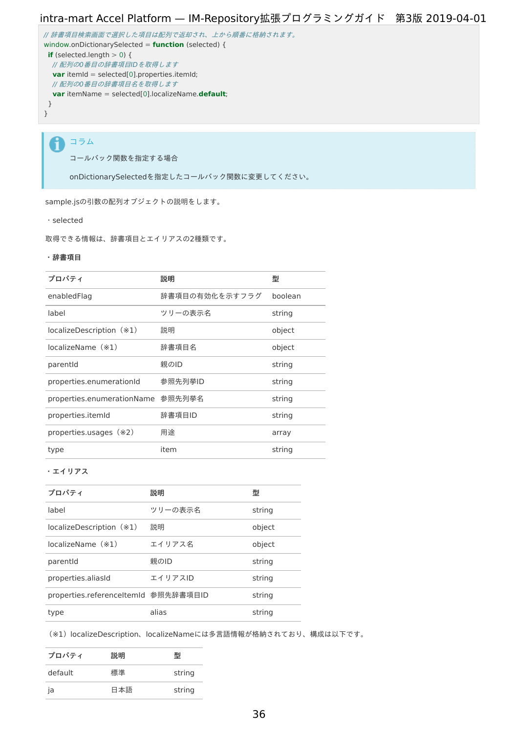```
// 辞書項目検索画面で選択した項目は配列で返却され、上から順番に格納されます。
window.onDictionarySelected = function (selected) {
  if (selected.length > 0) {
    // 配列の0番目の辞書項目IDを取得します
    var itemId = selected[0].properties.itemId;
    // 配列の0番目の辞書項目名を取得します
    var itemName = selected[0].localizeName.default;
  }
}
```

> **コラム**
>
> コールバック関数を指定する場合
>
> onDictionarySelectedを指定したコールバック関数に変更してください。

sample.jsの引数の配列オブジェクトの説明をします。

・selected

取得できる情報は、辞書項目とエイリアスの2種類です。

**・辞書項目**

| プロパティ | 説明 | 型 |
|---|---|---|
| enabledFlag | 辞書項目の有効化を示すフラグ | boolean |
| label | ツリーの表示名 | string |
| localizeDescription（※1） | 説明 | object |
| localizeName（※1） | 辞書項目名 | object |
| parentId | 親のID | string |
| properties.enumerationId | 参照先列挙ID | string |
| properties.enumerationName | 参照先列挙名 | string |
| properties.itemId | 辞書項目ID | string |
| properties.usages（※2） | 用途 | array |
| type | item | string |

**・エイリアス**

| プロパティ | 説明 | 型 |
|---|---|---|
| label | ツリーの表示名 | string |
| localizeDescription（※1） | 説明 | object |
| localizeName（※1） | エイリアス名 | object |
| parentId | 親のID | string |
| properties.aliasId | エイリアスID | string |
| properties.referenceItemId | 参照先辞書項目ID | string |
| type | alias | string |

（※1）localizeDescription、localizeNameには多言語情報が格納されており、構成は以下です。

| プロパティ | 説明 | 型 |
|---|---|---|
| default | 標準 | string |
| ja | 日本語 | string |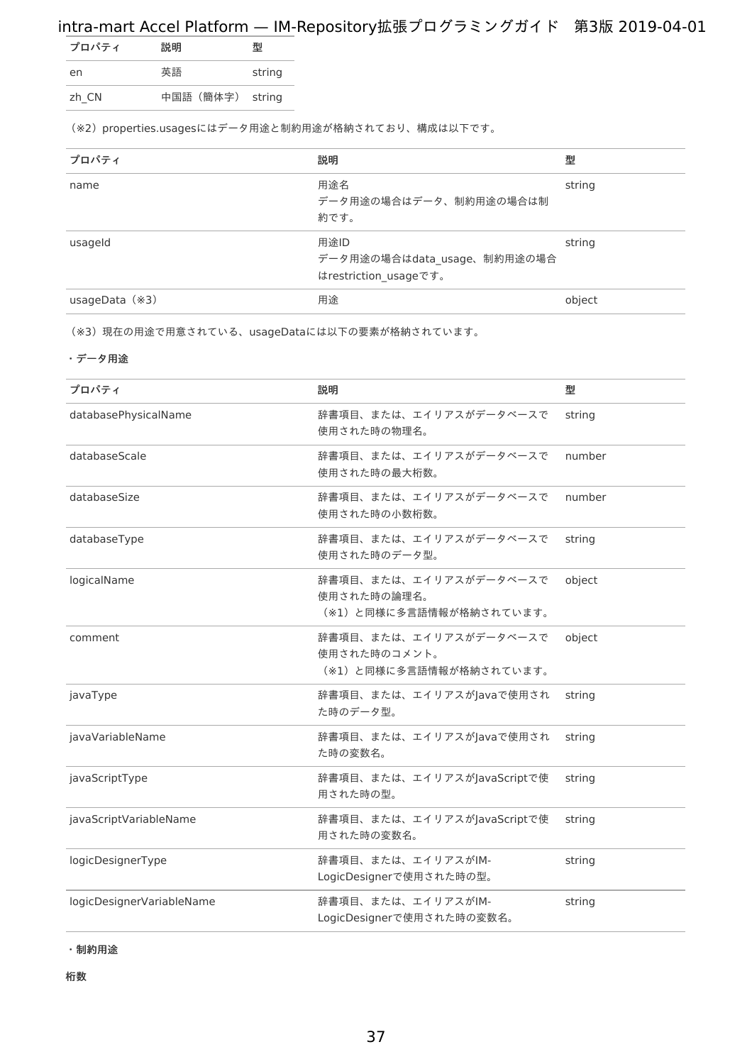| プロパティ | 説明 | 型 |
|---|---|---|
| en | 英語 | string |
| zh_CN | 中国語（簡体字） | string |

（※2）properties.usagesにはデータ用途と制約用途が格納されており、構成は以下です。

| プロパティ | 説明 | 型 |
|---|---|---|
| name | 用途名<br>データ用途の場合はデータ、制約用途の場合は制約です。 | string |
| usageId | 用途ID<br>データ用途の場合はdata_usage、制約用途の場合はrestriction_usageです。 | string |
| usageData（※3） | 用途 | object |

（※3）現在の用途で用意されている、usageDataには以下の要素が格納されています。

**・データ用途**

| プロパティ | 説明 | 型 |
|---|---|---|
| databasePhysicalName | 辞書項目、または、エイリアスがデータベースで使用された時の物理名。 | string |
| databaseScale | 辞書項目、または、エイリアスがデータベースで使用された時の最大桁数。 | number |
| databaseSize | 辞書項目、または、エイリアスがデータベースで使用された時の小数桁数。 | number |
| databaseType | 辞書項目、または、エイリアスがデータベースで使用された時のデータ型。 | string |
| logicalName | 辞書項目、または、エイリアスがデータベースで使用された時の論理名。<br>（※1）と同様に多言語情報が格納されています。 | object |
| comment | 辞書項目、または、エイリアスがデータベースで使用された時のコメント。<br>（※1）と同様に多言語情報が格納されています。 | object |
| javaType | 辞書項目、または、エイリアスがJavaで使用された時のデータ型。 | string |
| javaVariableName | 辞書項目、または、エイリアスがJavaで使用された時の変数名。 | string |
| javaScriptType | 辞書項目、または、エイリアスがJavaScriptで使用された時の型。 | string |
| javaScriptVariableName | 辞書項目、または、エイリアスがJavaScriptで使用された時の変数名。 | string |
| logicDesignerType | 辞書項目、または、エイリアスがIM-LogicDesignerで使用された時の型。 | string |
| logicDesignerVariableName | 辞書項目、または、エイリアスがIM-LogicDesignerで使用された時の変数名。 | string |

**・制約用途**

**桁数**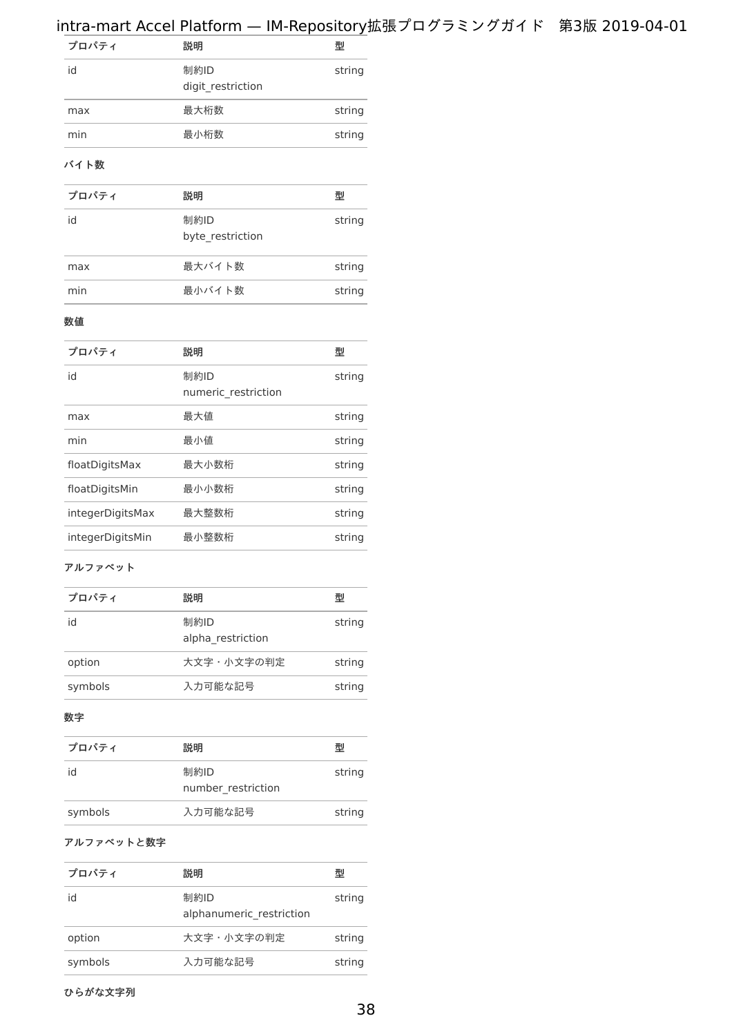| プロパティ | 説明 | 型 |
| --- | --- | --- |
| id | 制約ID<br>digit_restriction | string |
| max | 最大桁数 | string |
| min | 最小桁数 | string |

#### バイト数

| プロパティ | 説明 | 型 |
| --- | --- | --- |
| id | 制約ID<br>byte_restriction | string |
| max | 最大バイト数 | string |
| min | 最小バイト数 | string |

#### 数値

| プロパティ | 説明 | 型 |
| --- | --- | --- |
| id | 制約ID<br>numeric_restriction | string |
| max | 最大値 | string |
| min | 最小値 | string |
| floatDigitsMax | 最大小数桁 | string |
| floatDigitsMin | 最小小数桁 | string |
| integerDigitsMax | 最大整数桁 | string |
| integerDigitsMin | 最小整数桁 | string |

#### アルファベット

| プロパティ | 説明 | 型 |
| --- | --- | --- |
| id | 制約ID<br>alpha_restriction | string |
| option | 大文字・小文字の判定 | string |
| symbols | 入力可能な記号 | string |

#### 数字

| プロパティ | 説明 | 型 |
| --- | --- | --- |
| id | 制約ID<br>number_restriction | string |
| symbols | 入力可能な記号 | string |

#### アルファベットと数字

| プロパティ | 説明 | 型 |
| --- | --- | --- |
| id | 制約ID<br>alphanumeric_restriction | string |
| option | 大文字・小文字の判定 | string |
| symbols | 入力可能な記号 | string |

#### ひらがな文字列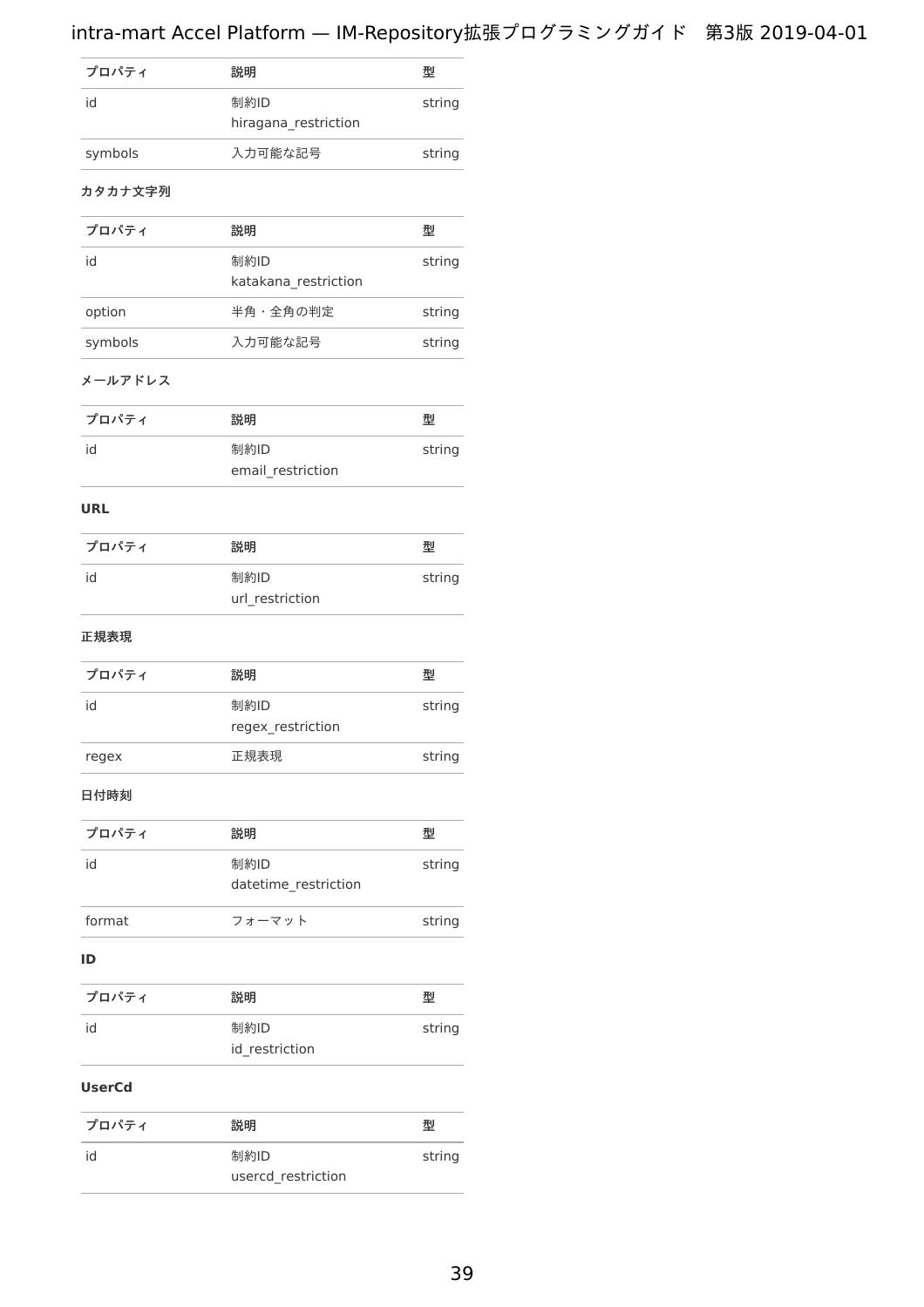| プロパティ | 説明 | 型 |
| --- | --- | --- |
| id | 制約ID hiragana_restriction | string |
| symbols | 入力可能な記号 | string |

#### カタカナ文字列

| プロパティ | 説明 | 型 |
| --- | --- | --- |
| id | 制約ID katakana_restriction | string |
| option | 半角・全角の判定 | string |
| symbols | 入力可能な記号 | string |

#### メールアドレス

| プロパティ | 説明 | 型 |
| --- | --- | --- |
| id | 制約ID email_restriction | string |

#### URL

| プロパティ | 説明 | 型 |
| --- | --- | --- |
| id | 制約ID url_restriction | string |

#### 正規表現

| プロパティ | 説明 | 型 |
| --- | --- | --- |
| id | 制約ID regex_restriction | string |
| regex | 正規表現 | string |

#### 日付時刻

| プロパティ | 説明 | 型 |
| --- | --- | --- |
| id | 制約ID datetime_restriction | string |
| format | フォーマット | string |

#### ID

| プロパティ | 説明 | 型 |
| --- | --- | --- |
| id | 制約ID id_restriction | string |

#### UserCd

| プロパティ | 説明 | 型 |
| --- | --- | --- |
| id | 制約ID usercd_restriction | string |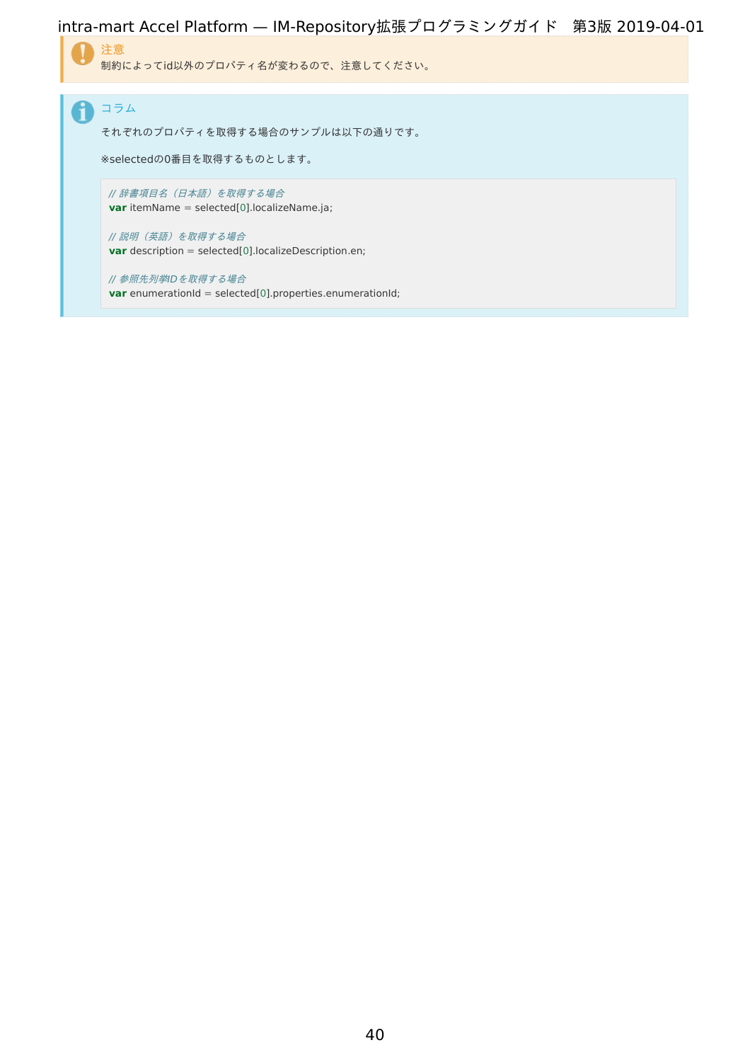> **注意**
> 制約によってid以外のプロパティ名が変わるので、注意してください。

> **コラム**
>
> それぞれのプロパティを取得する場合のサンプルは以下の通りです。
>
> ※selectedの0番目を取得するものとします。
>
> ```
> // 辞書項目名（日本語）を取得する場合
> var itemName = selected[0].localizeName.ja;
>
> // 説明（英語）を取得する場合
> var description = selected[0].localizeDescription.en;
>
> // 参照先列挙IDを取得する場合
> var enumerationId = selected[0].properties.enumerationId;
> ```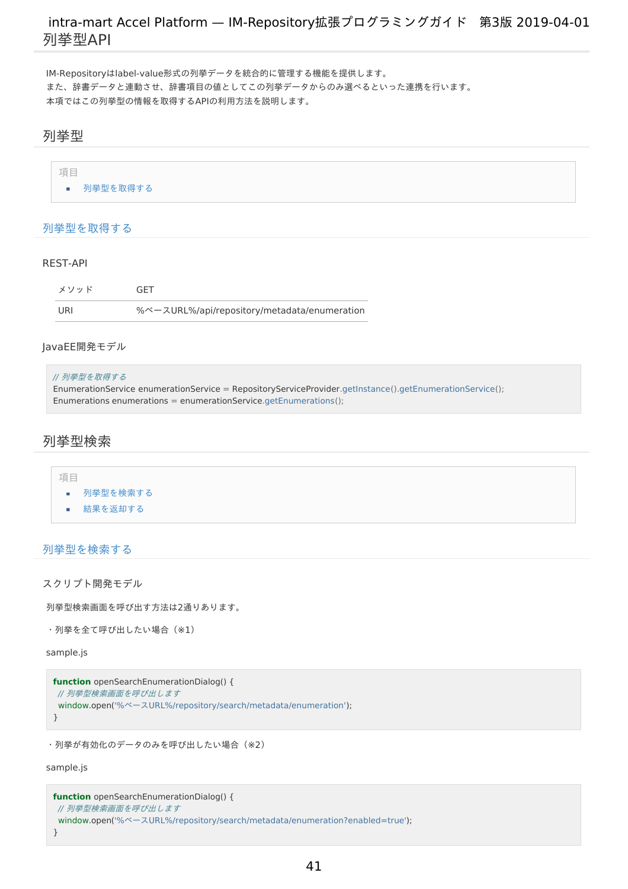# 列挙型API

IM-Repositoryはlabel-value形式の列挙データを統合的に管理する機能を提供します。
また、辞書データと連動させ、辞書項目の値としてこの列挙データからのみ選べるといった連携を行います。
本項ではこの列挙型の情報を取得するAPIの利用方法を説明します。

## 列挙型

項目

- 列挙型を取得する

### 列挙型を取得する

REST-API

| メソッド | GET |
|---|---|
| URI | %ベースURL%/api/repository/metadata/enumeration |

JavaEE開発モデル

```
// 列挙型を取得する
EnumerationService enumerationService = RepositoryServiceProvider.getInstance().getEnumerationService();
Enumerations enumerations = enumerationService.getEnumerations();
```

## 列挙型検索

項目

- 列挙型を検索する
- 結果を返却する

### 列挙型を検索する

スクリプト開発モデル

列挙型検索画面を呼び出す方法は2通りあります。

・列挙を全て呼び出したい場合（※1）

sample.js

```
function openSearchEnumerationDialog() {
  // 列挙型検索画面を呼び出します
  window.open('%ベースURL%/repository/search/metadata/enumeration');
}
```

・列挙が有効化のデータのみを呼び出したい場合（※2）

sample.js

```
function openSearchEnumerationDialog() {
  // 列挙型検索画面を呼び出します
  window.open('%ベースURL%/repository/search/metadata/enumeration?enabled=true');
}
```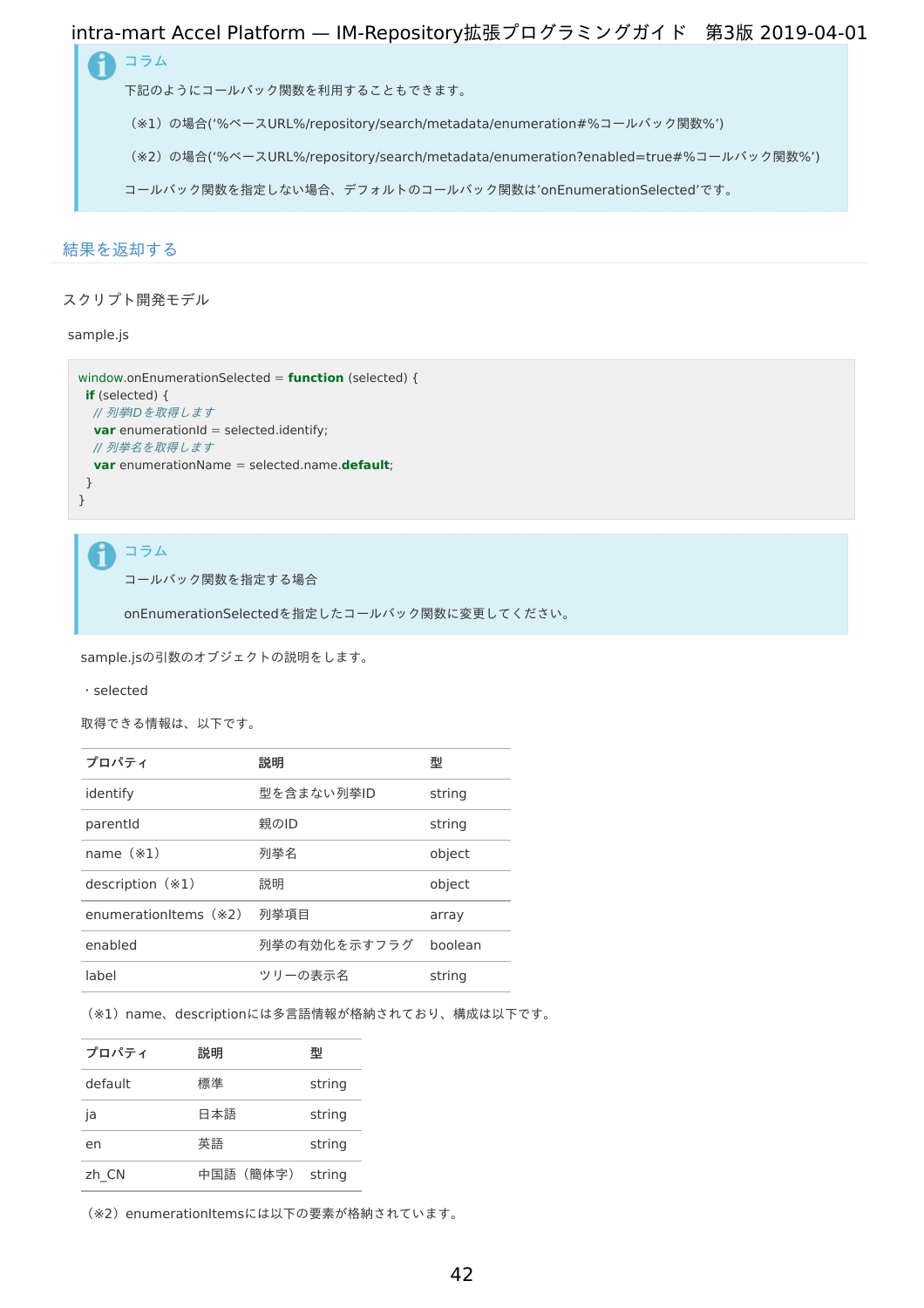> **コラム**
>
> 下記のようにコールバック関数を利用することもできます。
>
> （※1）の場合(‘%ベースURL%/repository/search/metadata/enumeration#%コールバック関数%’)
>
> （※2）の場合(‘%ベースURL%/repository/search/metadata/enumeration?enabled=true#%コールバック関数%’)
>
> コールバック関数を指定しない場合、デフォルトのコールバック関数は’onEnumerationSelected’です。

## 結果を返却する

スクリプト開発モデル

sample.js

```
window.onEnumerationSelected = function (selected) {
  if (selected) {
    // 列挙IDを取得します
    var enumerationId = selected.identify;
    // 列挙名を取得します
    var enumerationName = selected.name.default;
  }
}
```

> **コラム**
>
> コールバック関数を指定する場合
>
> onEnumerationSelectedを指定したコールバック関数に変更してください。

sample.jsの引数のオブジェクトの説明をします。

・selected

取得できる情報は、以下です。

| プロパティ | 説明 | 型 |
|---|---|---|
| identify | 型を含まない列挙ID | string |
| parentId | 親のID | string |
| name（※1） | 列挙名 | object |
| description（※1） | 説明 | object |
| enumerationItems（※2） | 列挙項目 | array |
| enabled | 列挙の有効化を示すフラグ | boolean |
| label | ツリーの表示名 | string |

（※1）name、descriptionには多言語情報が格納されており、構成は以下です。

| プロパティ | 説明 | 型 |
|---|---|---|
| default | 標準 | string |
| ja | 日本語 | string |
| en | 英語 | string |
| zh_CN | 中国語（簡体字） | string |

（※2）enumerationItemsには以下の要素が格納されています。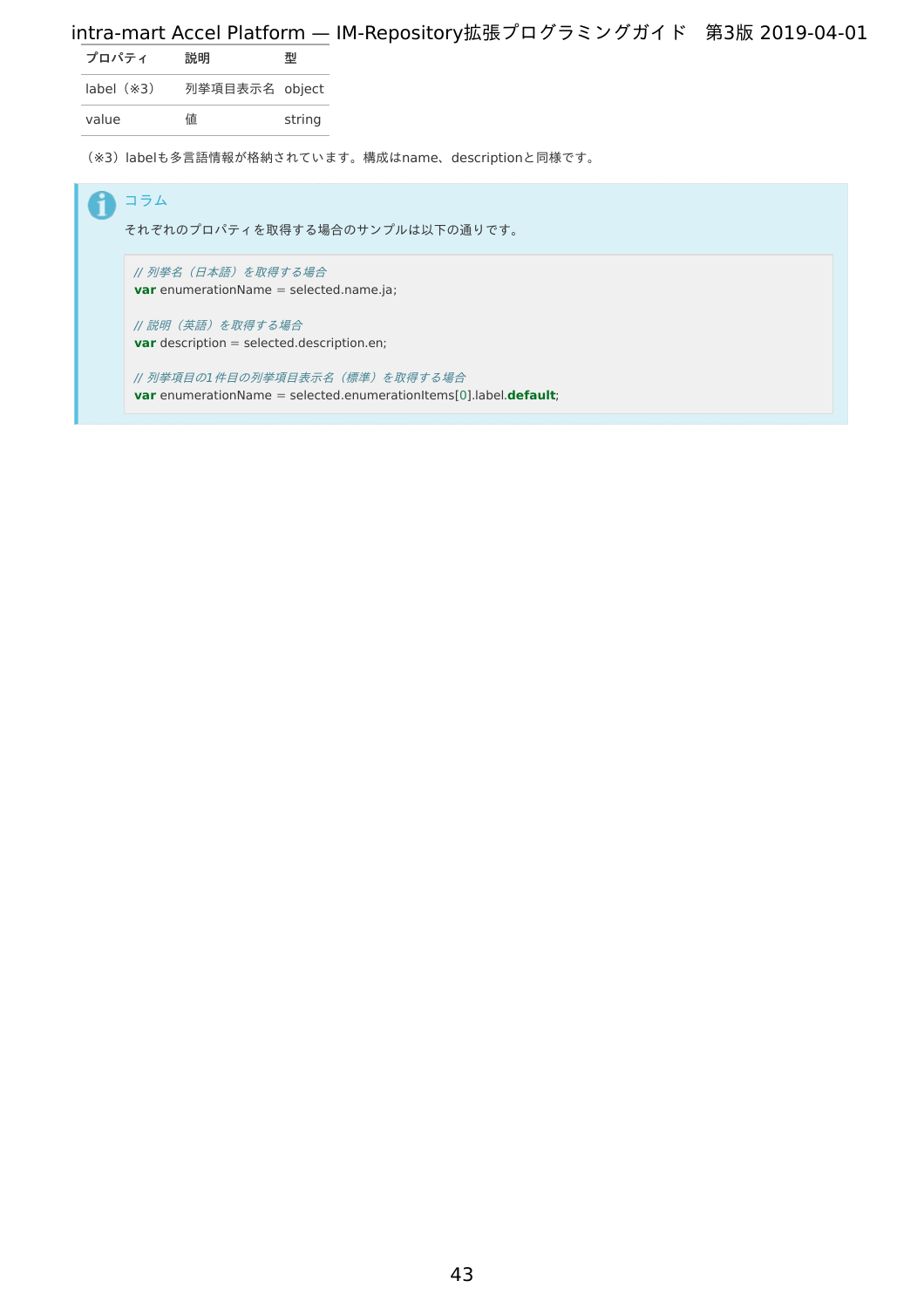| プロパティ | 説明 | 型 |
| --- | --- | --- |
| label（※3） | 列挙項目表示名 | object |
| value | 値 | string |

（※3）labelも多言語情報が格納されています。構成はname、descriptionと同様です。

> **コラム**
>
> それぞれのプロパティを取得する場合のサンプルは以下の通りです。
>
> ```
> // 列挙名（日本語）を取得する場合
> var enumerationName = selected.name.ja;
>
> // 説明（英語）を取得する場合
> var description = selected.description.en;
>
> // 列挙項目の1件目の列挙項目表示名（標準）を取得する場合
> var enumerationName = selected.enumerationItems[0].label.default;
> ```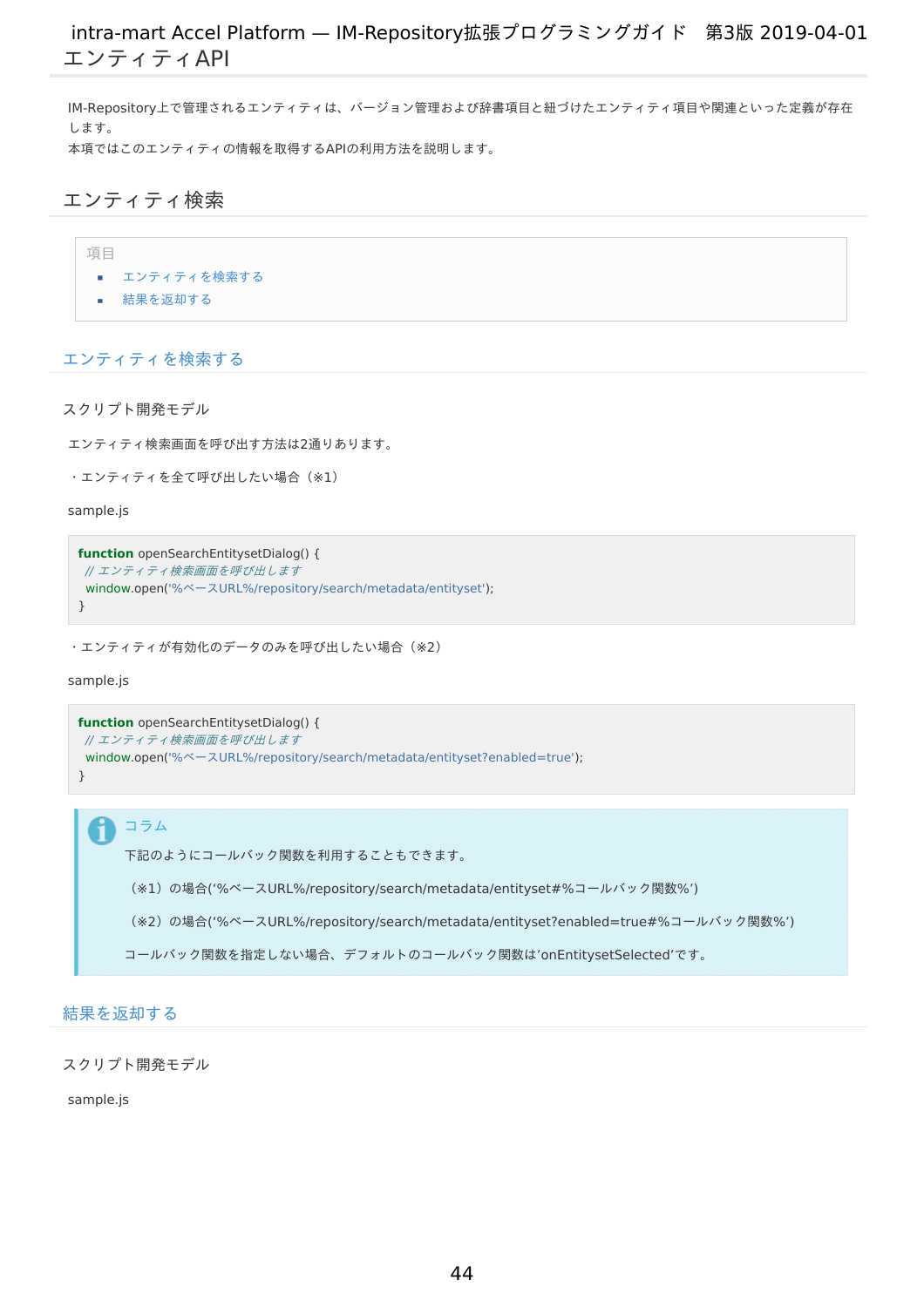# エンティティAPI

IM-Repository上で管理されるエンティティは、バージョン管理および辞書項目と紐づけたエンティティ項目や関連といった定義が存在します。
本項ではこのエンティティの情報を取得するAPIの利用方法を説明します。

## エンティティ検索

項目

- エンティティを検索する
- 結果を返却する

### エンティティを検索する

#### スクリプト開発モデル

エンティティ検索画面を呼び出す方法は2通りあります。

・エンティティを全て呼び出したい場合（※1）

sample.js

```
function openSearchEntitysetDialog() {
  // エンティティ検索画面を呼び出します
  window.open('%ベースURL%/repository/search/metadata/entityset');
}
```

・エンティティが有効化のデータのみを呼び出したい場合（※2）

sample.js

```
function openSearchEntitysetDialog() {
  // エンティティ検索画面を呼び出します
  window.open('%ベースURL%/repository/search/metadata/entityset?enabled=true');
}
```

> コラム
>
> 下記のようにコールバック関数を利用することもできます。
>
> （※1）の場合('%ベースURL%/repository/search/metadata/entityset#%コールバック関数%')
>
> （※2）の場合('%ベースURL%/repository/search/metadata/entityset?enabled=true#%コールバック関数%')
>
> コールバック関数を指定しない場合、デフォルトのコールバック関数は'onEntitysetSelected'です。

### 結果を返却する

#### スクリプト開発モデル

sample.js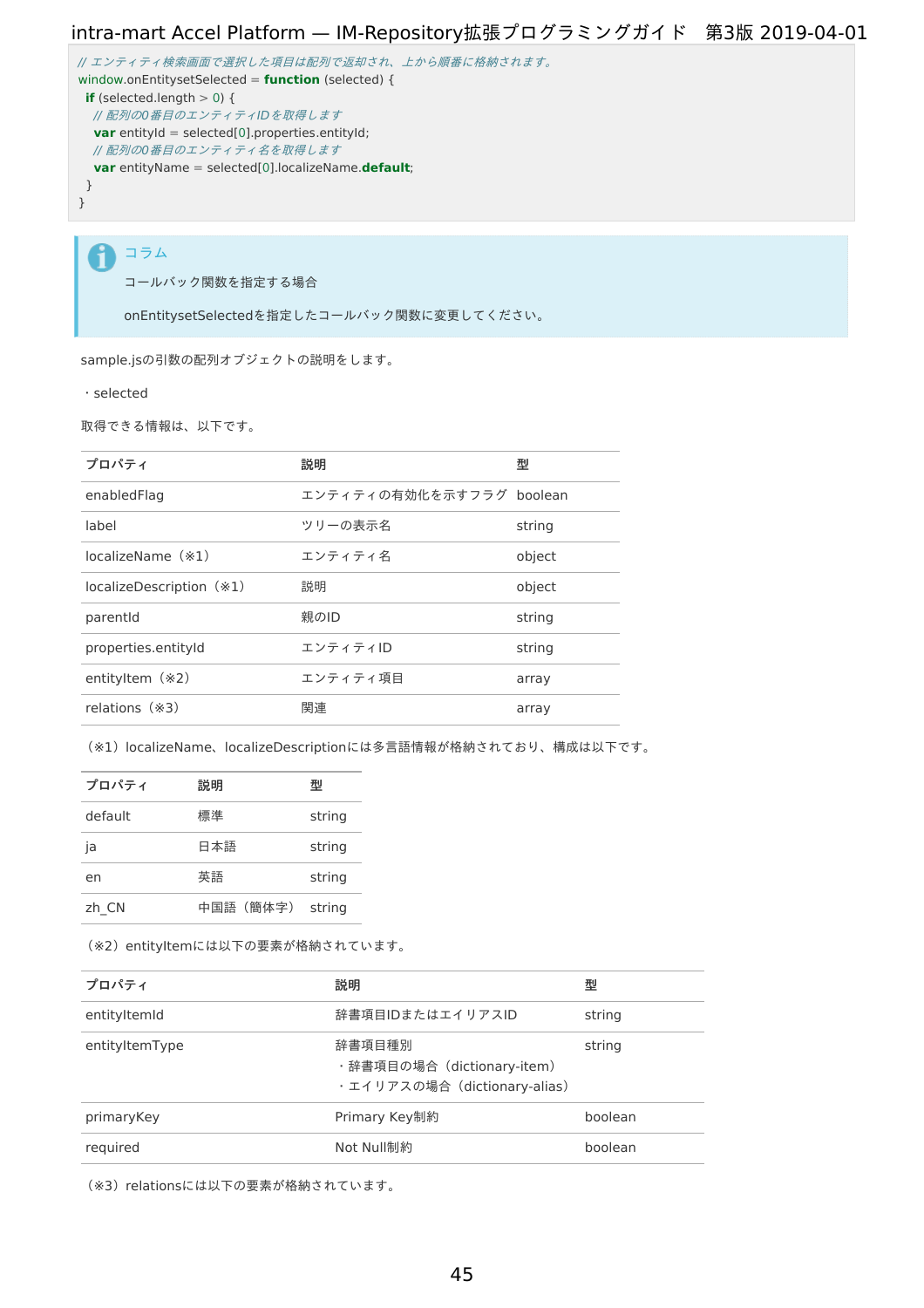```
// エンティティ検索画面で選択した項目は配列で返却され、上から順番に格納されます。
window.onEntitysetSelected = function (selected) {
  if (selected.length > 0) {
    // 配列の0番目のエンティティIDを取得します
    var entityId = selected[0].properties.entityId;
    // 配列の0番目のエンティティ名を取得します
    var entityName = selected[0].localizeName.default;
  }
}
```

> **コラム**
>
> コールバック関数を指定する場合
>
> onEntitysetSelectedを指定したコールバック関数に変更してください。

sample.jsの引数の配列オブジェクトの説明をします。

・selected

取得できる情報は、以下です。

| プロパティ | 説明 | 型 |
| --- | --- | --- |
| enabledFlag | エンティティの有効化を示すフラグ | boolean |
| label | ツリーの表示名 | string |
| localizeName（※1） | エンティティ名 | object |
| localizeDescription（※1） | 説明 | object |
| parentId | 親のID | string |
| properties.entityId | エンティティID | string |
| entityItem（※2） | エンティティ項目 | array |
| relations（※3） | 関連 | array |

（※1）localizeName、localizeDescriptionには多言語情報が格納されており、構成は以下です。

| プロパティ | 説明 | 型 |
| --- | --- | --- |
| default | 標準 | string |
| ja | 日本語 | string |
| en | 英語 | string |
| zh_CN | 中国語（簡体字） | string |

（※2）entityItemには以下の要素が格納されています。

| プロパティ | 説明 | 型 |
| --- | --- | --- |
| entityItemId | 辞書項目IDまたはエイリアスID | string |
| entityItemType | 辞書項目種別<br>・辞書項目の場合（dictionary-item）<br>・エイリアスの場合（dictionary-alias） | string |
| primaryKey | Primary Key制約 | boolean |
| required | Not Null制約 | boolean |

（※3）relationsには以下の要素が格納されています。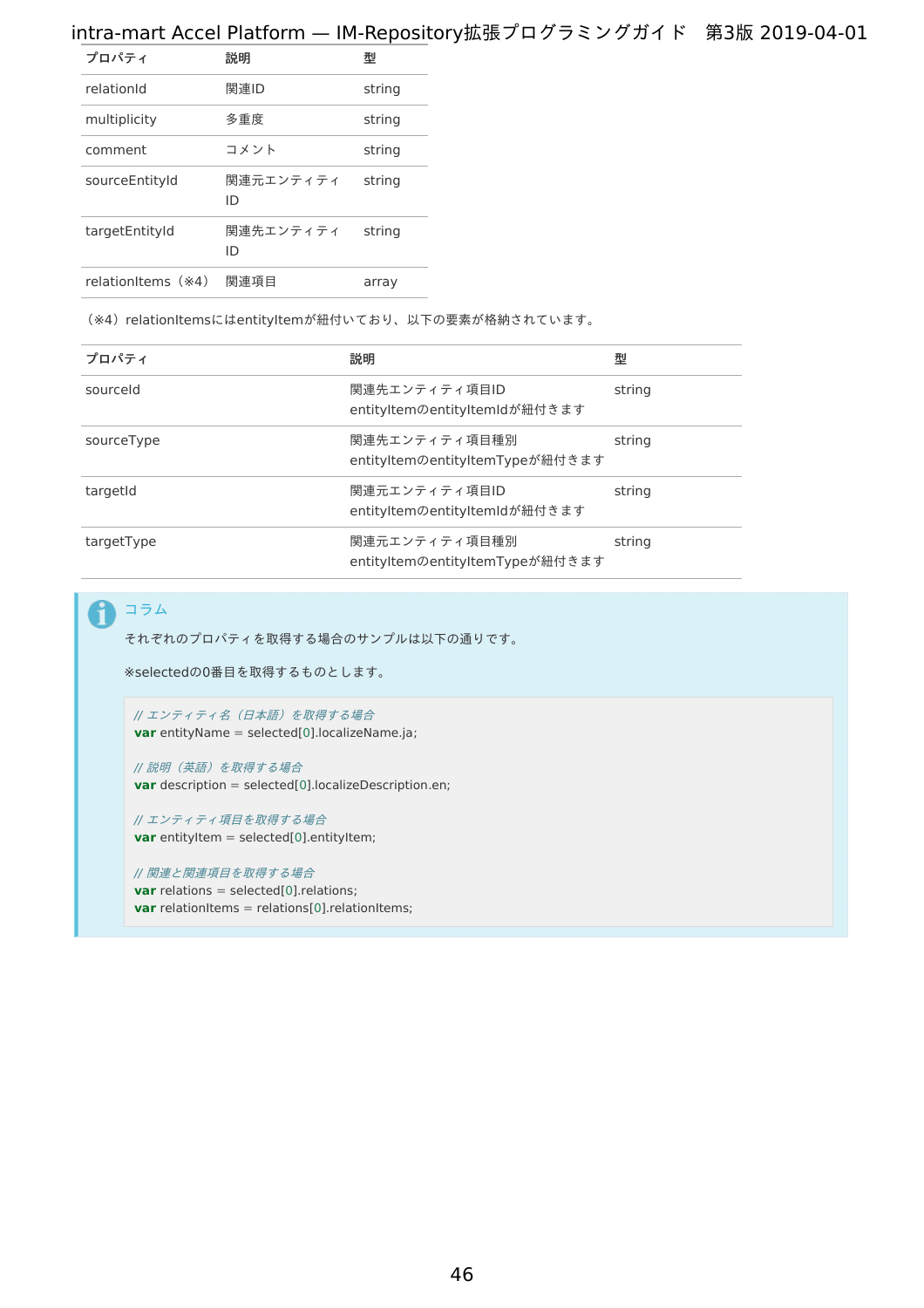| プロパティ | 説明 | 型 |
| --- | --- | --- |
| relationId | 関連ID | string |
| multiplicity | 多重度 | string |
| comment | コメント | string |
| sourceEntityId | 関連元エンティティID | string |
| targetEntityId | 関連先エンティティID | string |
| relationItems（※4） | 関連項目 | array |

（※4）relationItemsにはentityItemが紐付いており、以下の要素が格納されています。

| プロパティ | 説明 | 型 |
| --- | --- | --- |
| sourceId | 関連先エンティティ項目ID<br>entityItemのentityItemIdが紐付きます | string |
| sourceType | 関連先エンティティ項目種別<br>entityItemのentityItemTypeが紐付きます | string |
| targetId | 関連元エンティティ項目ID<br>entityItemのentityItemIdが紐付きます | string |
| targetType | 関連元エンティティ項目種別<br>entityItemのentityItemTypeが紐付きます | string |

**コラム**

それぞれのプロパティを取得する場合のサンプルは以下の通りです。

※selectedの0番目を取得するものとします。

```
// エンティティ名（日本語）を取得する場合
var entityName = selected[0].localizeName.ja;

// 説明（英語）を取得する場合
var description = selected[0].localizeDescription.en;

// エンティティ項目を取得する場合
var entityItem = selected[0].entityItem;

// 関連と関連項目を取得する場合
var relations = selected[0].relations;
var relationItems = relations[0].relationItems;
```